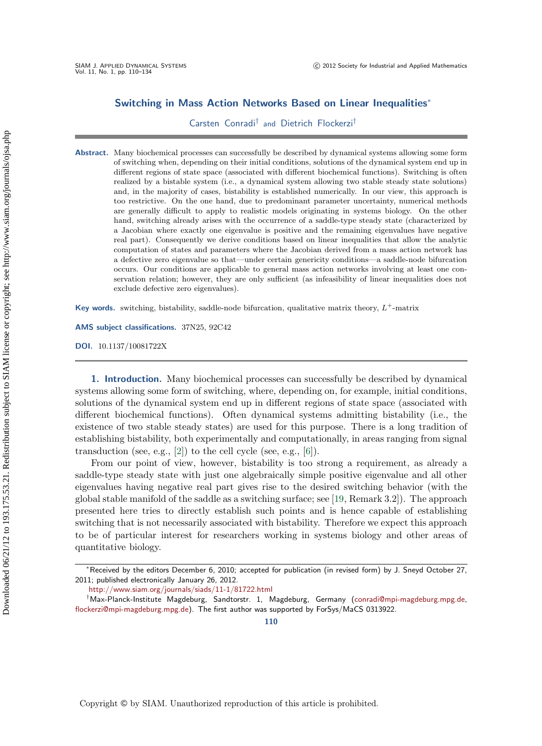# Switching in Mass Action Networks Based on Linear Inequalities*

Carsten Conradi† and Dietrich Flockerzi†

**Abstract.** Many biochemical processes can successfully be described by dynamical systems allowing some form of switching when, depending on their initial conditions, solutions of the dynamical system end up in different regions of state space (associated with different biochemical functions). Switching is often realized by a bistable system (i.e., a dynamical system allowing two stable steady state solutions) and, in the majority of cases, bistability is established numerically. In our view, this approach is too restrictive. On the one hand, due to predominant parameter uncertainty, numerical methods are generally difficult to apply to realistic models originating in systems biology. On the other hand, switching already arises with the occurrence of a saddle-type steady state (characterized by a Jacobian where exactly one eigenvalue is positive and the remaining eigenvalues have negative real part). Consequently we derive conditions based on linear inequalities that allow the analytic computation of states and parameters where the Jacobian derived from a mass action network has a defective zero eigenvalue so that—under certain genericity conditions—a saddle-node bifurcation occurs. Our conditions are applicable to general mass action networks involving at least one conservation relation; however, they are only sufficient (as infeasibility of linear inequalities does not exclude defective zero eigenvalues).

**Key words.** switching, bistability, saddle-node bifurcation, qualitative matrix theory, $L^+$-matrix

**AMS subject classifications.** 37N25, 92C42

**DOI.** 10.1137/10081722X

## 1. Introduction.

Many biochemical processes can successfully be described by dynamical systems allowing some form of switching, where, depending on, for example, initial conditions, solutions of the dynamical system end up in different regions of state space (associated with different biochemical functions). Often dynamical systems admitting bistability (i.e., the existence of two stable steady states) are used for this purpose. There is a long tradition of establishing bistability, both experimentally and computationally, in areas ranging from signal transduction (see, e.g., [2]) to the cell cycle (see, e.g., [6]).

From our point of view, however, bistability is too strong a requirement, as already a saddle-type steady state with just one algebraically simple positive eigenvalue and all other eigenvalues having negative real part gives rise to the desired switching behavior (with the global stable manifold of the saddle as a switching surface; see [19, Remark 3.2]). The approach presented here tries to directly establish such points and is hence capable of establishing switching that is not necessarily associated with bistability. Therefore we expect this approach to be of particular interest for researchers working in systems biology and other areas of quantitative biology.

---

*Received by the editors December 6, 2010; accepted for publication (in revised form) by J. Sneyd October 27, 2011; published electronically January 26, 2012.

http://www.siam.org/journals/siads/11-1/81722.html

†Max-Planck-Institute Magdeburg, Sandtorstr. 1, Magdeburg, Germany (conradi@mpi-magdeburg.mpg.de, flockerzi@mpi-magdeburg.mpg.de). The first author was supported by ForSys/MaCS 0313922.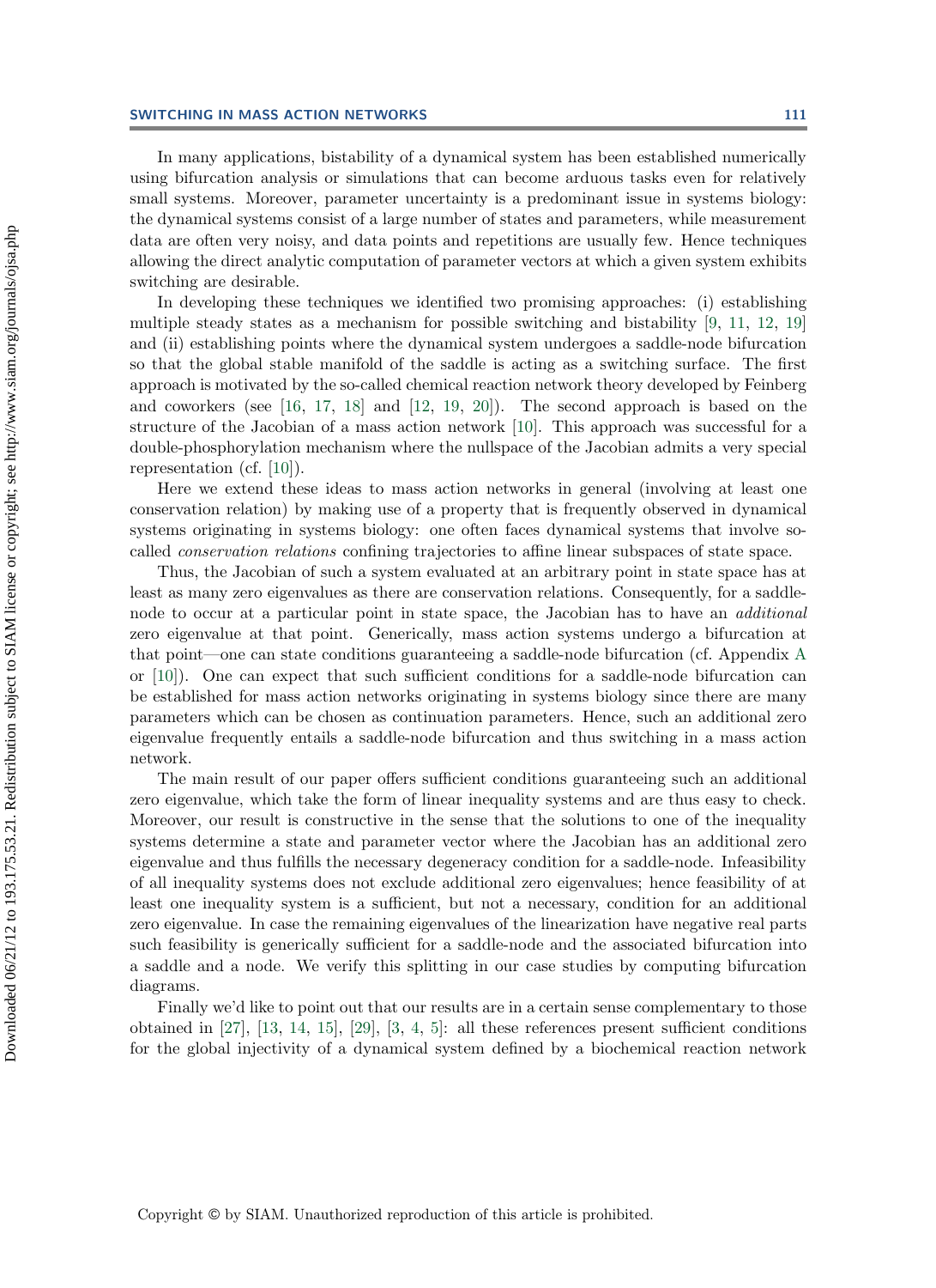In many applications, bistability of a dynamical system has been established numerically using bifurcation analysis or simulations that can become arduous tasks even for relatively small systems. Moreover, parameter uncertainty is a predominant issue in systems biology: the dynamical systems consist of a large number of states and parameters, while measurement data are often very noisy, and data points and repetitions are usually few. Hence techniques allowing the direct analytic computation of parameter vectors at which a given system exhibits switching are desirable.

In developing these techniques we identified two promising approaches: (i) establishing multiple steady states as a mechanism for possible switching and bistability [9, 11, 12, 19] and (ii) establishing points where the dynamical system undergoes a saddle-node bifurcation so that the global stable manifold of the saddle is acting as a switching surface. The first approach is motivated by the so-called chemical reaction network theory developed by Feinberg and coworkers (see [16, 17, 18] and [12, 19, 20]). The second approach is based on the structure of the Jacobian of a mass action network [10]. This approach was successful for a double-phosphorylation mechanism where the nullspace of the Jacobian admits a very special representation (cf. [10]).

Here we extend these ideas to mass action networks in general (involving at least one conservation relation) by making use of a property that is frequently observed in dynamical systems originating in systems biology: one often faces dynamical systems that involve so-called *conservation relations* confining trajectories to affine linear subspaces of state space.

Thus, the Jacobian of such a system evaluated at an arbitrary point in state space has at least as many zero eigenvalues as there are conservation relations. Consequently, for a saddle-node to occur at a particular point in state space, the Jacobian has to have an *additional* zero eigenvalue at that point. Generically, mass action systems undergo a bifurcation at that point—one can state conditions guaranteeing a saddle-node bifurcation (cf. Appendix A or [10]). One can expect that such sufficient conditions for a saddle-node bifurcation can be established for mass action networks originating in systems biology since there are many parameters which can be chosen as continuation parameters. Hence, such an additional zero eigenvalue frequently entails a saddle-node bifurcation and thus switching in a mass action network.

The main result of our paper offers sufficient conditions guaranteeing such an additional zero eigenvalue, which take the form of linear inequality systems and are thus easy to check. Moreover, our result is constructive in the sense that the solutions to one of the inequality systems determine a state and parameter vector where the Jacobian has an additional zero eigenvalue and thus fulfills the necessary degeneracy condition for a saddle-node. Infeasibility of all inequality systems does not exclude additional zero eigenvalues; hence feasibility of at least one inequality system is a sufficient, but not a necessary, condition for an additional zero eigenvalue. In case the remaining eigenvalues of the linearization have negative real parts such feasibility is generically sufficient for a saddle-node and the associated bifurcation into a saddle and a node. We verify this splitting in our case studies by computing bifurcation diagrams.

Finally we'd like to point out that our results are in a certain sense complementary to those obtained in [27], [13, 14, 15], [29], [3, 4, 5]: all these references present sufficient conditions for the global injectivity of a dynamical system defined by a biochemical reaction network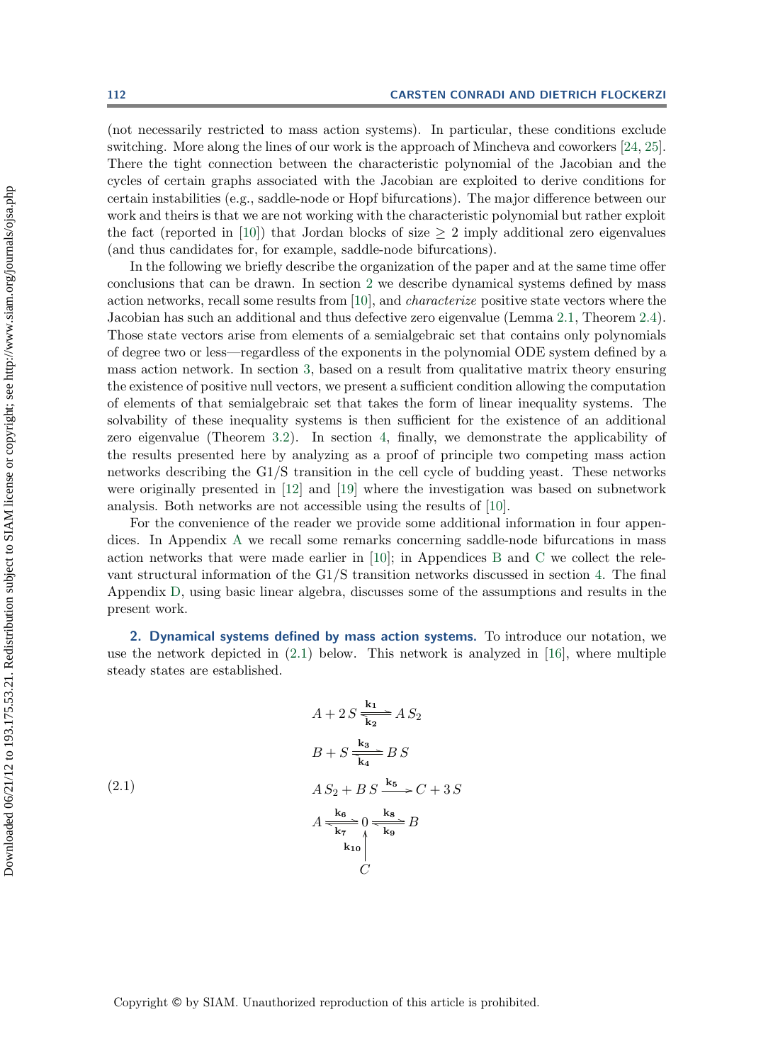(not necessarily restricted to mass action systems). In particular, these conditions exclude switching. More along the lines of our work is the approach of Mincheva and coworkers [24, 25]. There the tight connection between the characteristic polynomial of the Jacobian and the cycles of certain graphs associated with the Jacobian are exploited to derive conditions for certain instabilities (e.g., saddle-node or Hopf bifurcations). The major difference between our work and theirs is that we are not working with the characteristic polynomial but rather exploit the fact (reported in [10]) that Jordan blocks of size $\geq 2$ imply additional zero eigenvalues (and thus candidates for, for example, saddle-node bifurcations).

In the following we briefly describe the organization of the paper and at the same time offer conclusions that can be drawn. In section 2 we describe dynamical systems defined by mass action networks, recall some results from [10], and *characterize* positive state vectors where the Jacobian has such an additional and thus defective zero eigenvalue (Lemma 2.1, Theorem 2.4). Those state vectors arise from elements of a semialgebraic set that contains only polynomials of degree two or less—regardless of the exponents in the polynomial ODE system defined by a mass action network. In section 3, based on a result from qualitative matrix theory ensuring the existence of positive null vectors, we present a sufficient condition allowing the computation of elements of that semialgebraic set that takes the form of linear inequality systems. The solvability of these inequality systems is then sufficient for the existence of an additional zero eigenvalue (Theorem 3.2). In section 4, finally, we demonstrate the applicability of the results presented here by analyzing as a proof of principle two competing mass action networks describing the G1/S transition in the cell cycle of budding yeast. These networks were originally presented in [12] and [19] where the investigation was based on subnetwork analysis. Both networks are not accessible using the results of [10].

For the convenience of the reader we provide some additional information in four appendices. In Appendix A we recall some remarks concerning saddle-node bifurcations in mass action networks that were made earlier in [10]; in Appendices B and C we collect the relevant structural information of the G1/S transition networks discussed in section 4. The final Appendix D, using basic linear algebra, discusses some of the assumptions and results in the present work.

## 2. Dynamical systems defined by mass action systems.

To introduce our notation, we use the network depicted in (2.1) below. This network is analyzed in [16], where multiple steady states are established.

$$
\begin{aligned}
&A + 2\,S \underset{\mathbf{k_2}}{\overset{\mathbf{k_1}}{\rightleftharpoons}} A\,S_2 \\
&B + S \underset{\mathbf{k_4}}{\overset{\mathbf{k_3}}{\rightleftharpoons}} B\,S \\
&A\,S_2 + B\,S \xrightarrow{\mathbf{k_5}} C + 3\,S \\
&A \underset{\mathbf{k_7}}{\overset{\mathbf{k_6}}{\rightleftharpoons}} 0 \underset{\mathbf{k_9}}{\overset{\mathbf{k_8}}{\rightleftharpoons}} B \\
&C \xrightarrow{\mathbf{k_{10}}} 0
\end{aligned}
\tag{2.1}
$$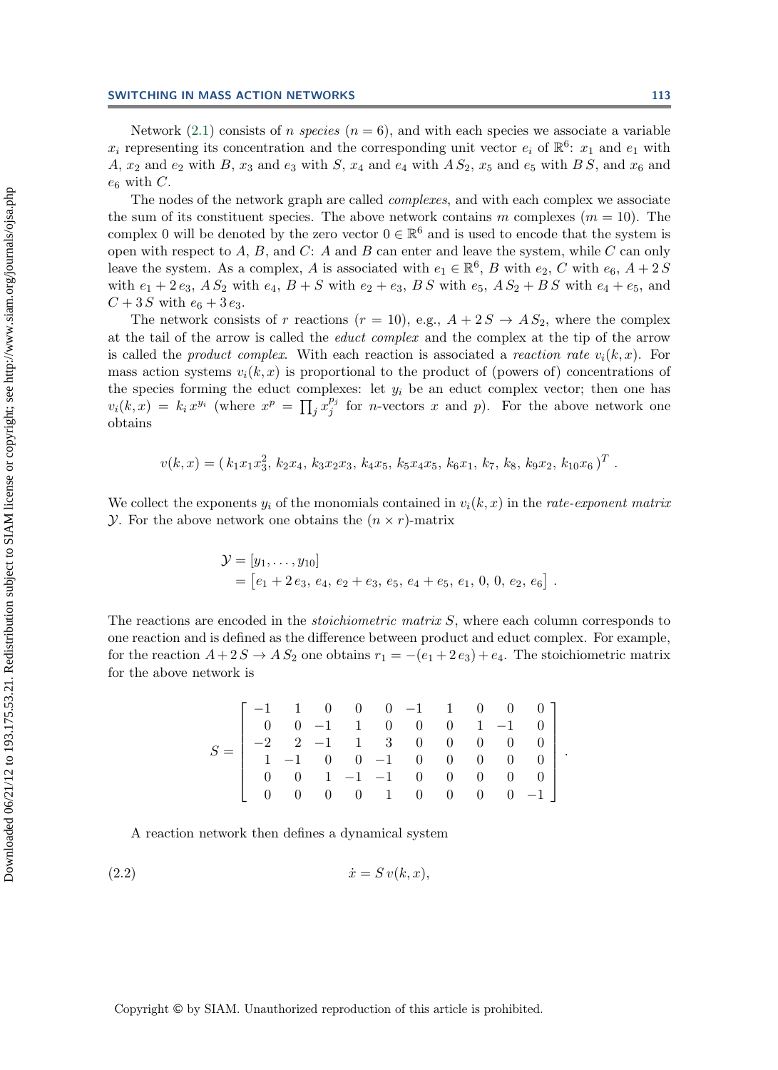Network (2.1) consists of $n$ *species* ($n = 6$), and with each species we associate a variable $x_i$ representing its concentration and the corresponding unit vector $e_i$ of $\mathbb{R}^6$: $x_1$ and $e_1$ with $A$, $x_2$ and $e_2$ with $B$, $x_3$ and $e_3$ with $S$, $x_4$ and $e_4$ with $A\,S_2$, $x_5$ and $e_5$ with $B\,S$, and $x_6$ and $e_6$ with $C$.

The nodes of the network graph are called *complexes*, and with each complex we associate the sum of its constituent species. The above network contains $m$ complexes ($m = 10$). The complex 0 will be denoted by the zero vector $0 \in \mathbb{R}^6$ and is used to encode that the system is open with respect to $A$, $B$, and $C$: $A$ and $B$ can enter and leave the system, while $C$ can only leave the system. As a complex, $A$ is associated with $e_1 \in \mathbb{R}^6$, $B$ with $e_2$, $C$ with $e_6$, $A + 2\,S$ with $e_1 + 2\,e_3$, $A\,S_2$ with $e_4$, $B + S$ with $e_2 + e_3$, $B\,S$ with $e_5$, $A\,S_2 + B\,S$ with $e_4 + e_5$, and $C + 3\,S$ with $e_6 + 3\,e_3$.

The network consists of $r$ reactions ($r = 10$), e.g., $A + 2\,S \to A\,S_2$, where the complex at the tail of the arrow is called the *educt complex* and the complex at the tip of the arrow is called the *product complex*. With each reaction is associated a *reaction rate* $v_i(k, x)$. For mass action systems $v_i(k, x)$ is proportional to the product of (powers of) concentrations of the species forming the educt complexes: let $y_i$ be an educt complex vector; then one has $v_i(k, x) = k_i\, x^{y_i}$ (where $x^p = \prod_j x_j^{p_j}$ for $n$-vectors $x$ and $p$). For the above network one obtains

$$v(k, x) = (\, k_1 x_1 x_3^2,\ k_2 x_4,\ k_3 x_2 x_3,\ k_4 x_5,\ k_5 x_4 x_5,\ k_6 x_1,\ k_7,\ k_8,\ k_9 x_2,\ k_{10} x_6\, )^T\ .$$

We collect the exponents $y_i$ of the monomials contained in $v_i(k, x)$ in the *rate-exponent matrix* $\mathcal{Y}$. For the above network one obtains the $(n \times r)$-matrix

$$\begin{aligned}\mathcal{Y} &= [y_1, \ldots, y_{10}] \\ &= \left[e_1 + 2\,e_3,\ e_4,\ e_2 + e_3,\ e_5,\ e_4 + e_5,\ e_1,\ 0,\ 0,\ e_2,\ e_6\right]\ .\end{aligned}$$

The reactions are encoded in the *stoichiometric matrix* $S$, where each column corresponds to one reaction and is defined as the difference between product and educt complex. For example, for the reaction $A + 2\,S \to A\,S_2$ one obtains $r_1 = -(e_1 + 2\,e_3) + e_4$. The stoichiometric matrix for the above network is

$$S = \begin{bmatrix} -1 & 1 & 0 & 0 & 0 & -1 & 1 & 0 & 0 & 0 \\ 0 & 0 & -1 & 1 & 0 & 0 & 0 & 1 & -1 & 0 \\ -2 & 2 & -1 & 1 & 3 & 0 & 0 & 0 & 0 & 0 \\ 1 & -1 & 0 & 0 & -1 & 0 & 0 & 0 & 0 & 0 \\ 0 & 0 & 1 & -1 & -1 & 0 & 0 & 0 & 0 & 0 \\ 0 & 0 & 0 & 0 & 1 & 0 & 0 & 0 & 0 & -1 \end{bmatrix}.$$

A reaction network then defines a dynamical system

$$\dot{x} = S\, v(k, x), \tag{2.2}$$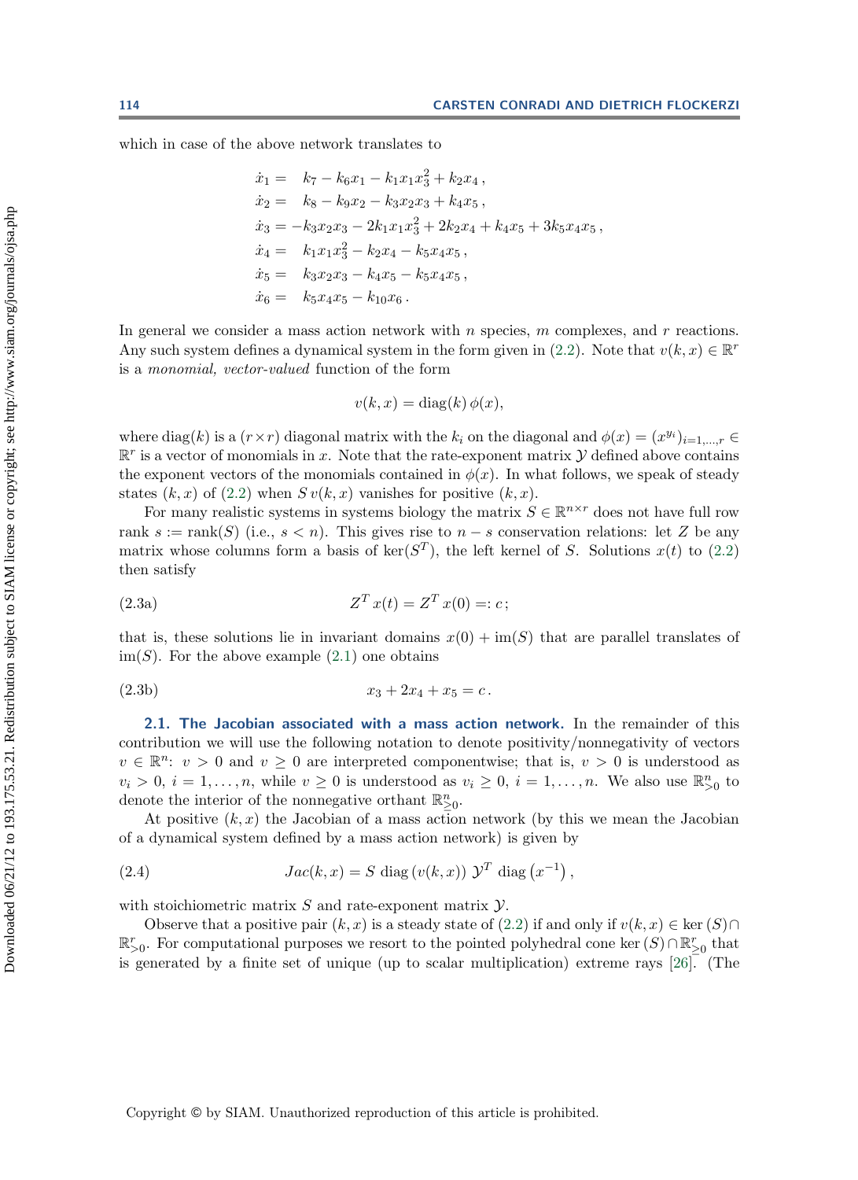which in case of the above network translates to

$$
\begin{aligned}
\dot{x}_1 &= \quad k_7 - k_6 x_1 - k_1 x_1 x_3^2 + k_2 x_4\,,\\
\dot{x}_2 &= \quad k_8 - k_9 x_2 - k_3 x_2 x_3 + k_4 x_5\,,\\
\dot{x}_3 &= -k_3 x_2 x_3 - 2k_1 x_1 x_3^2 + 2k_2 x_4 + k_4 x_5 + 3k_5 x_4 x_5\,,\\
\dot{x}_4 &= \quad k_1 x_1 x_3^2 - k_2 x_4 - k_5 x_4 x_5\,,\\
\dot{x}_5 &= \quad k_3 x_2 x_3 - k_4 x_5 - k_5 x_4 x_5\,,\\
\dot{x}_6 &= \quad k_5 x_4 x_5 - k_{10} x_6\,.
\end{aligned}
$$

In general we consider a mass action network with $n$ species, $m$ complexes, and $r$ reactions. Any such system defines a dynamical system in the form given in (2.2). Note that $v(k,x) \in \mathbb{R}^r$ is a *monomial, vector-valued* function of the form

$$
v(k,x) = \operatorname{diag}(k)\,\phi(x),
$$

where $\operatorname{diag}(k)$ is a $(r \times r)$ diagonal matrix with the $k_i$ on the diagonal and $\phi(x) = (x^{y_i})_{i=1,\dots,r} \in \mathbb{R}^r$ is a vector of monomials in $x$. Note that the rate-exponent matrix $\mathcal{Y}$ defined above contains the exponent vectors of the monomials contained in $\phi(x)$. In what follows, we speak of steady states $(k,x)$ of (2.2) when $S\,v(k,x)$ vanishes for positive $(k,x)$.

For many realistic systems in systems biology the matrix $S \in \mathbb{R}^{n\times r}$ does not have full row rank $s := \operatorname{rank}(S)$ (i.e., $s < n$). This gives rise to $n - s$ conservation relations: let $Z$ be any matrix whose columns form a basis of $\ker(S^T)$, the left kernel of $S$. Solutions $x(t)$ to (2.2) then satisfy

$$
Z^T x(t) = Z^T x(0) =: c\,; \tag{2.3a}
$$

that is, these solutions lie in invariant domains $x(0) + \operatorname{im}(S)$ that are parallel translates of $\operatorname{im}(S)$. For the above example (2.1) one obtains

$$
x_3 + 2x_4 + x_5 = c\,. \tag{2.3b}
$$

**2.1. The Jacobian associated with a mass action network.** In the remainder of this contribution we will use the following notation to denote positivity/nonnegativity of vectors $v \in \mathbb{R}^n$: $v > 0$ and $v \geq 0$ are interpreted componentwise; that is, $v > 0$ is understood as $v_i > 0$, $i = 1,\dots,n$, while $v \geq 0$ is understood as $v_i \geq 0$, $i = 1,\dots,n$. We also use $\mathbb{R}^n_{>0}$ to denote the interior of the nonnegative orthant $\mathbb{R}^n_{\geq 0}$.

At positive $(k,x)$ the Jacobian of a mass action network (by this we mean the Jacobian of a dynamical system defined by a mass action network) is given by

$$
Jac(k,x) = S\ \operatorname{diag}\left(v(k,x)\right)\,\mathcal{Y}^T\ \operatorname{diag}\left(x^{-1}\right), \tag{2.4}
$$

with stoichiometric matrix $S$ and rate-exponent matrix $\mathcal{Y}$.

Observe that a positive pair $(k,x)$ is a steady state of (2.2) if and only if $v(k,x) \in \ker(S) \cap \mathbb{R}^r_{>0}$. For computational purposes we resort to the pointed polyhedral cone $\ker(S) \cap \mathbb{R}^r_{\geq 0}$ that is generated by a finite set of unique (up to scalar multiplication) extreme rays [26]. (The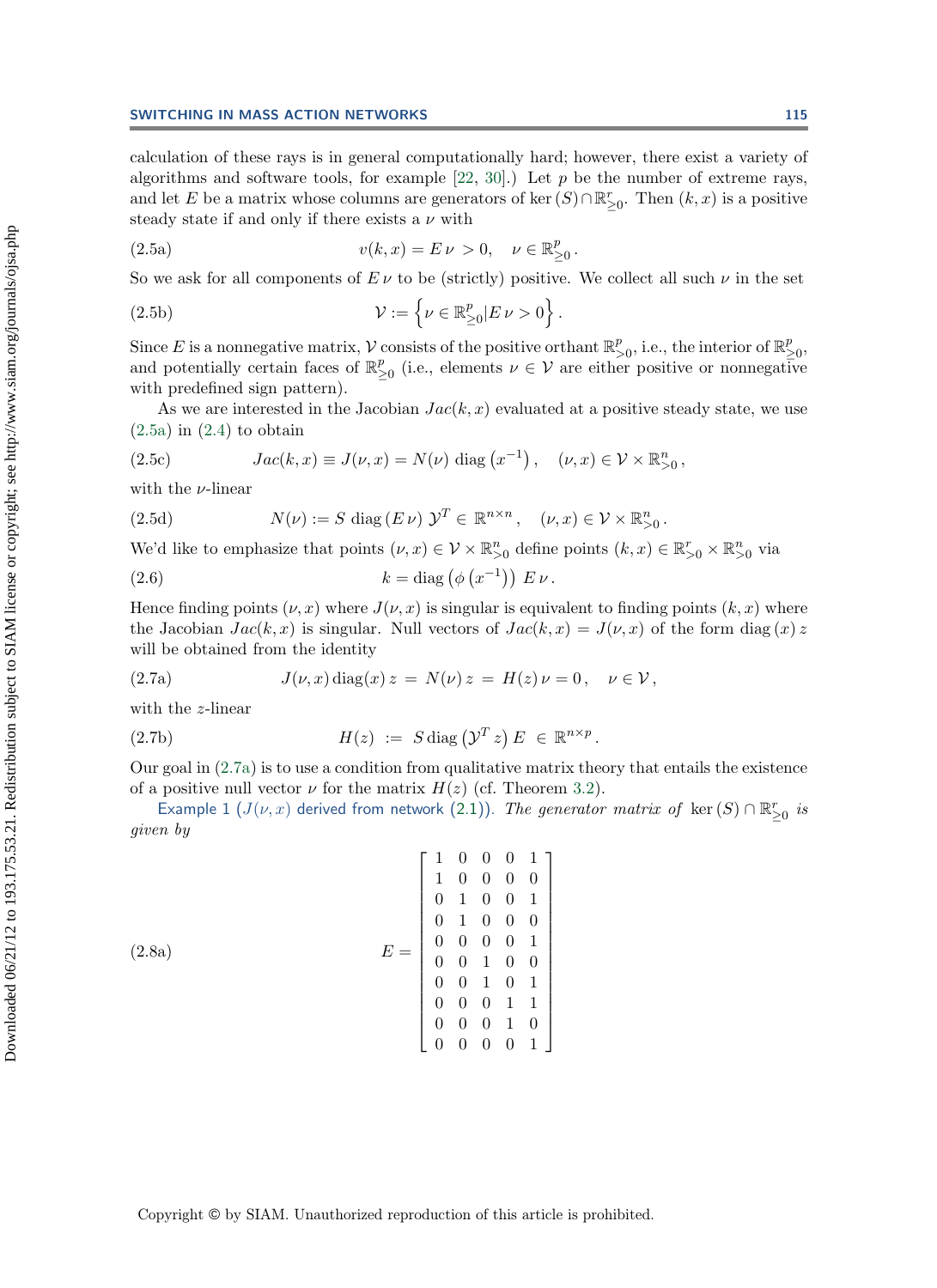calculation of these rays is in general computationally hard; however, there exist a variety of algorithms and software tools, for example [22, 30].) Let $p$ be the number of extreme rays, and let $E$ be a matrix whose columns are generators of $\ker(S) \cap \mathbb{R}^r_{\geq 0}$. Then $(k, x)$ is a positive steady state if and only if there exists a $\nu$ with

$$v(k,x) = E\,\nu > 0, \quad \nu \in \mathbb{R}^p_{\geq 0}\,. \tag{2.5a}$$

So we ask for all components of $E\,\nu$ to be (strictly) positive. We collect all such $\nu$ in the set

$$\mathcal{V} := \left\{ \nu \in \mathbb{R}^p_{\geq 0} | E\,\nu > 0 \right\}. \tag{2.5b}$$

Since $E$ is a nonnegative matrix, $\mathcal{V}$ consists of the positive orthant $\mathbb{R}^p_{>0}$, i.e., the interior of $\mathbb{R}^p_{\geq 0}$, and potentially certain faces of $\mathbb{R}^p_{\geq 0}$ (i.e., elements $\nu \in \mathcal{V}$ are either positive or nonnegative with predefined sign pattern).

As we are interested in the Jacobian $Jac(k, x)$ evaluated at a positive steady state, we use (2.5a) in (2.4) to obtain

$$Jac(k,x) \equiv J(\nu, x) = N(\nu)\ \text{diag}\left(x^{-1}\right), \quad (\nu, x) \in \mathcal{V} \times \mathbb{R}^n_{>0}\,, \tag{2.5c}$$

with the $\nu$-linear

$$N(\nu) := S\ \text{diag}\left(E\,\nu\right)\, \mathcal{Y}^T \in \mathbb{R}^{n \times n}\,, \quad (\nu, x) \in \mathcal{V} \times \mathbb{R}^n_{>0}\,. \tag{2.5d}$$

We'd like to emphasize that points $(\nu, x) \in \mathcal{V} \times \mathbb{R}^n_{>0}$ define points $(k, x) \in \mathbb{R}^r_{>0} \times \mathbb{R}^n_{>0}$ via

$$k = \text{diag}\left(\phi\left(x^{-1}\right)\right)\, E\,\nu\,. \tag{2.6}$$

Hence finding points $(\nu, x)$ where $J(\nu, x)$ is singular is equivalent to finding points $(k, x)$ where the Jacobian $Jac(k, x)$ is singular. Null vectors of $Jac(k, x) = J(\nu, x)$ of the form $\text{diag}(x)\,z$ will be obtained from the identity

$$J(\nu, x)\,\text{diag}(x)\,z \;=\; N(\nu)\,z \;=\; H(z)\,\nu = 0\,, \quad \nu \in \mathcal{V}\,, \tag{2.7a}$$

with the $z$-linear

$$H(z) \;:=\; S\,\text{diag}\left(\mathcal{Y}^T\,z\right) E \;\in\; \mathbb{R}^{n \times p}\,. \tag{2.7b}$$

Our goal in (2.7a) is to use a condition from qualitative matrix theory that entails the existence of a positive null vector $\nu$ for the matrix $H(z)$ (cf. Theorem 3.2).

Example 1 ($J(\nu, x)$ derived from network (2.1)). *The generator matrix of* $\ker(S) \cap \mathbb{R}^r_{\geq 0}$ *is given by*

$$E = \begin{bmatrix} 1 & 0 & 0 & 0 & 1 \\ 1 & 0 & 0 & 0 & 0 \\ 0 & 1 & 0 & 0 & 1 \\ 0 & 1 & 0 & 0 & 0 \\ 0 & 0 & 0 & 0 & 1 \\ 0 & 0 & 1 & 0 & 0 \\ 0 & 0 & 1 & 0 & 1 \\ 0 & 0 & 0 & 1 & 1 \\ 0 & 0 & 0 & 1 & 0 \\ 0 & 0 & 0 & 0 & 1 \end{bmatrix} \tag{2.8a}$$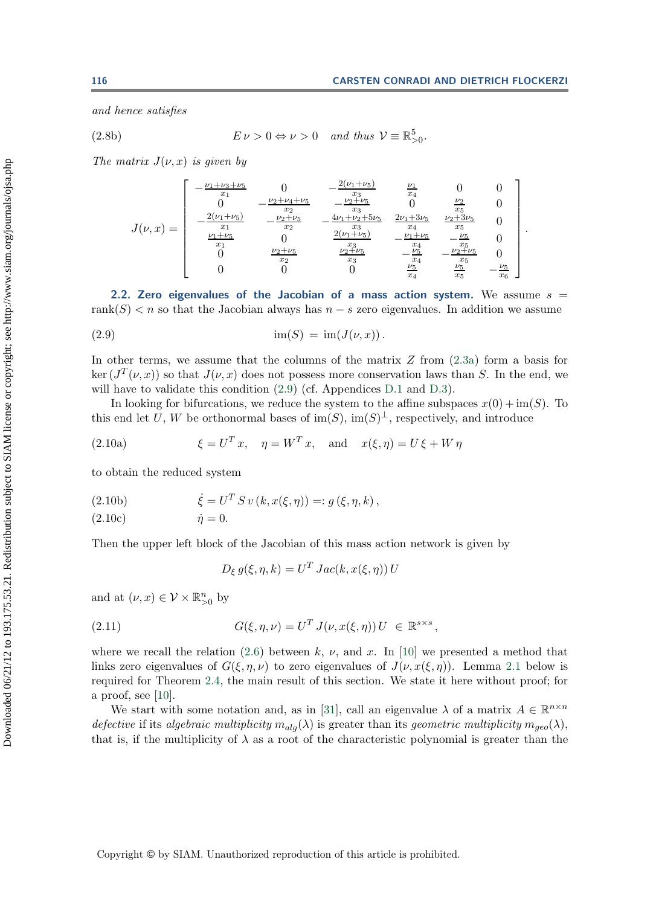*and hence satisfies*

$$E\,\nu > 0 \Leftrightarrow \nu > 0 \quad \textit{and thus } \mathcal{V} \equiv \mathbb{R}^5_{>0}. \tag{2.8b}$$

*The matrix $J(\nu, x)$ is given by*

$$J(\nu,x) = \begin{bmatrix} -\frac{\nu_1+\nu_3+\nu_5}{x_1} & 0 & -\frac{2(\nu_1+\nu_5)}{x_3} & \frac{\nu_1}{x_4} & 0 & 0 \\ 0 & -\frac{\nu_2+\nu_4+\nu_5}{x_2} & -\frac{\nu_2+\nu_5}{x_3} & 0 & \frac{\nu_2}{x_5} & 0 \\ -\frac{2(\nu_1+\nu_5)}{x_1} & -\frac{\nu_2+\nu_5}{x_2} & -\frac{4\nu_1+\nu_2+5\nu_5}{x_3} & \frac{2\nu_1+3\nu_5}{x_4} & \frac{\nu_2+3\nu_5}{x_5} & 0 \\ \frac{\nu_1+\nu_5}{x_1} & 0 & \frac{2(\nu_1+\nu_5)}{x_3} & -\frac{\nu_1+\nu_5}{x_4} & -\frac{\nu_5}{x_5} & 0 \\ 0 & \frac{\nu_2+\nu_5}{x_2} & \frac{\nu_2+\nu_5}{x_3} & -\frac{\nu_5}{x_4} & -\frac{\nu_2+\nu_5}{x_5} & 0 \\ 0 & 0 & 0 & \frac{\nu_5}{x_4} & \frac{\nu_5}{x_5} & -\frac{\nu_5}{x_6} \end{bmatrix}.$$

### 2.2. Zero eigenvalues of the Jacobian of a mass action system.

We assume $s = \text{rank}(S) < n$ so that the Jacobian always has $n - s$ zero eigenvalues. In addition we assume

$$\text{im}(S) \;=\; \text{im}(J(\nu, x))\,. \tag{2.9}$$

In other terms, we assume that the columns of the matrix $Z$ from (2.3a) form a basis for $\ker\left(J^T(\nu, x)\right)$ so that $J(\nu, x)$ does not possess more conservation laws than $S$. In the end, we will have to validate this condition (2.9) (cf. Appendices D.1 and D.3).

In looking for bifurcations, we reduce the system to the affine subspaces $x(0) + \text{im}(S)$. To this end let $U$, $W$ be orthonormal bases of $\text{im}(S)$, $\text{im}(S)^\perp$, respectively, and introduce

$$\xi = U^T x, \quad \eta = W^T x, \quad \text{and} \quad x(\xi, \eta) = U\,\xi + W\,\eta \tag{2.10a}$$

to obtain the reduced system

$$\dot{\xi} = U^T S\, v\,(k, x(\xi, \eta)) =: g\,(\xi, \eta, k)\,, \tag{2.10b}$$

$$\dot{\eta} = 0. \tag{2.10c}$$

Then the upper left block of the Jacobian of this mass action network is given by

$$D_\xi\, g(\xi, \eta, k) = U^T\, Jac(k, x(\xi, \eta))\, U$$

and at $(\nu, x) \in \mathcal{V} \times \mathbb{R}^n_{>0}$ by

$$G(\xi, \eta, \nu) = U^T\, J(\nu, x(\xi, \eta))\, U \;\in \mathbb{R}^{s \times s}\,, \tag{2.11}$$

where we recall the relation (2.6) between $k$, $\nu$, and $x$. In [10] we presented a method that links zero eigenvalues of $G(\xi, \eta, \nu)$ to zero eigenvalues of $J(\nu, x(\xi, \eta))$. Lemma 2.1 below is required for Theorem 2.4, the main result of this section. We state it here without proof; for a proof, see [10].

We start with some notation and, as in [31], call an eigenvalue $\lambda$ of a matrix $A \in \mathbb{R}^{n \times n}$ *defective* if its *algebraic multiplicity* $m_{alg}(\lambda)$ is greater than its *geometric multiplicity* $m_{geo}(\lambda)$, that is, if the multiplicity of $\lambda$ as a root of the characteristic polynomial is greater than the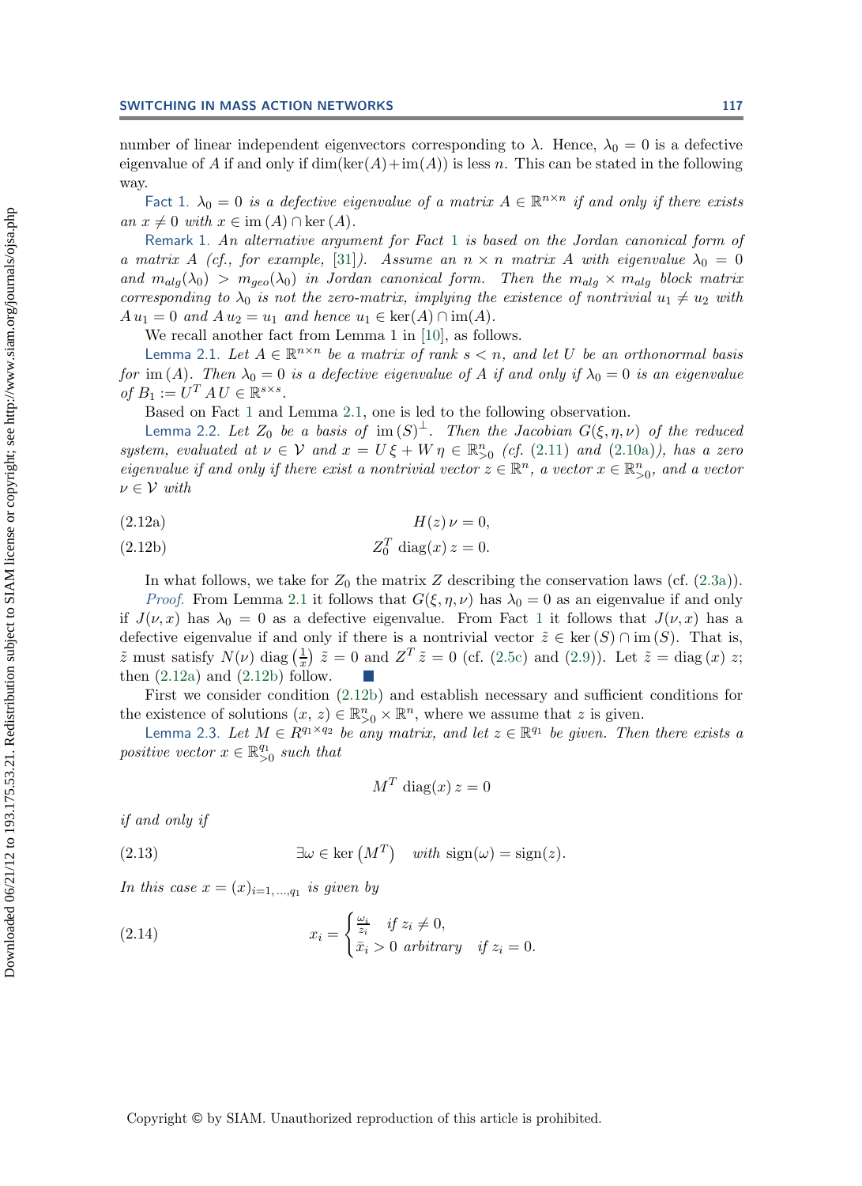number of linear independent eigenvectors corresponding to $\lambda$. Hence, $\lambda_0 = 0$ is a defective eigenvalue of $A$ if and only if $\dim(\ker(A)+\mathrm{im}(A))$ is less $n$. This can be stated in the following way.

Fact 1. *$\lambda_0 = 0$ is a defective eigenvalue of a matrix $A \in \mathbb{R}^{n\times n}$ if and only if there exists an $x \neq 0$ with $x \in \mathrm{im}\,(A) \cap \ker\,(A)$.*

Remark 1. *An alternative argument for Fact 1 is based on the Jordan canonical form of a matrix $A$ (cf., for example, [31]). Assume an $n \times n$ matrix $A$ with eigenvalue $\lambda_0 = 0$ and $m_{alg}(\lambda_0) > m_{geo}(\lambda_0)$ in Jordan canonical form. Then the $m_{alg} \times m_{alg}$ block matrix corresponding to $\lambda_0$ is not the zero-matrix, implying the existence of nontrivial $u_1 \neq u_2$ with $A\,u_1 = 0$ and $A\,u_2 = u_1$ and hence $u_1 \in \ker(A) \cap \mathrm{im}(A)$.*

We recall another fact from Lemma 1 in [10], as follows.

Lemma 2.1. *Let $A \in \mathbb{R}^{n\times n}$ be a matrix of rank $s < n$, and let $U$ be an orthonormal basis for $\mathrm{im}\,(A)$. Then $\lambda_0 = 0$ is a defective eigenvalue of $A$ if and only if $\lambda_0 = 0$ is an eigenvalue of $B_1 := U^T A\,U \in \mathbb{R}^{s\times s}$.*

Based on Fact 1 and Lemma 2.1, one is led to the following observation.

Lemma 2.2. *Let $Z_0$ be a basis of $\mathrm{im}\,(S)^\perp$. Then the Jacobian $G(\xi, \eta, \nu)$ of the reduced system, evaluated at $\nu \in \mathcal{V}$ and $x = U\,\xi + W\,\eta \in \mathbb{R}^n_{>0}$ (cf. (2.11) and (2.10a)), has a zero eigenvalue if and only if there exist a nontrivial vector $z \in \mathbb{R}^n$, a vector $x \in \mathbb{R}^n_{>0}$, and a vector $\nu \in \mathcal{V}$ with*

$$H(z)\,\nu = 0, \tag{2.12a}$$

$$Z_0^T\ \mathrm{diag}(x)\,z = 0. \tag{2.12b}$$

In what follows, we take for $Z_0$ the matrix $Z$ describing the conservation laws (cf. (2.3a)).

*Proof.* From Lemma 2.1 it follows that $G(\xi, \eta, \nu)$ has $\lambda_0 = 0$ as an eigenvalue if and only if $J(\nu, x)$ has $\lambda_0 = 0$ as a defective eigenvalue. From Fact 1 it follows that $J(\nu, x)$ has a defective eigenvalue if and only if there is a nontrivial vector $\tilde{z} \in \ker\,(S) \cap \mathrm{im}\,(S)$. That is, $\tilde{z}$ must satisfy $N(\nu)\ \mathrm{diag}\left(\frac{1}{x}\right)\ \tilde{z} = 0$ and $Z^T\,\tilde{z} = 0$ (cf. (2.5c) and (2.9)). Let $\tilde{z} = \mathrm{diag}\,(x)\ z$; then (2.12a) and (2.12b) follow. ∎

First we consider condition (2.12b) and establish necessary and sufficient conditions for the existence of solutions $(x, z) \in \mathbb{R}^n_{>0} \times \mathbb{R}^n$, where we assume that $z$ is given.

Lemma 2.3. *Let $M \in R^{q_1\times q_2}$ be any matrix, and let $z \in \mathbb{R}^{q_1}$ be given. Then there exists a positive vector $x \in \mathbb{R}^{q_1}_{>0}$ such that*

$$M^T\ \mathrm{diag}(x)\,z = 0$$

*if and only if*

$$\exists \omega \in \ker\left(M^T\right) \quad \text{with } \mathrm{sign}(\omega) = \mathrm{sign}(z). \tag{2.13}$$

*In this case $x = (x)_{i=1,\ldots,q_1}$ is given by*

$$x_i = \begin{cases} \frac{\omega_i}{z_i} & \text{if } z_i \neq 0, \\ \bar{x}_i > 0 \text{ arbitrary} & \text{if } z_i = 0. \end{cases} \tag{2.14}$$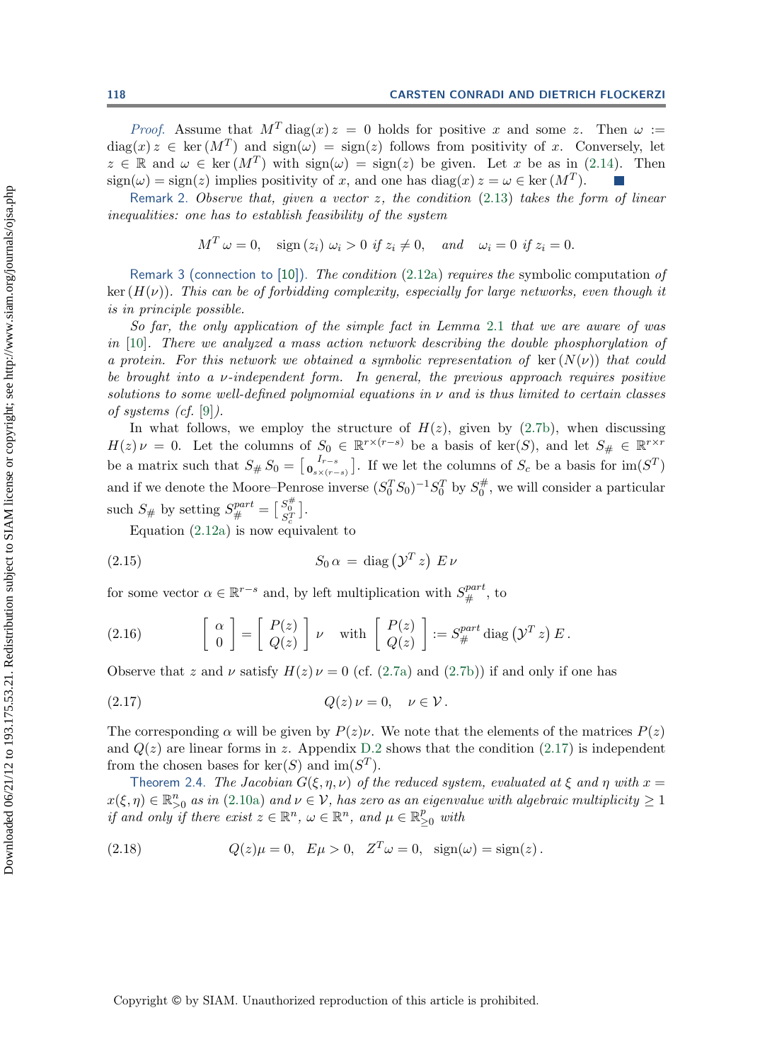*Proof.* Assume that $M^T \operatorname{diag}(x)\, z = 0$ holds for positive $x$ and some $z$. Then $\omega := \operatorname{diag}(x)\, z \in \ker(M^T)$ and $\operatorname{sign}(\omega) = \operatorname{sign}(z)$ follows from positivity of $x$. Conversely, let $z \in \mathbb{R}$ and $\omega \in \ker(M^T)$ with $\operatorname{sign}(\omega) = \operatorname{sign}(z)$ be given. Let $x$ be as in (2.14). Then $\operatorname{sign}(\omega) = \operatorname{sign}(z)$ implies positivity of $x$, and one has $\operatorname{diag}(x)\, z = \omega \in \ker(M^T)$. ∎

Remark 2. *Observe that, given a vector $z$, the condition (2.13) takes the form of linear inequalities: one has to establish feasibility of the system*

$$M^T \omega = 0, \quad \operatorname{sign}(z_i)\, \omega_i > 0 \ \textit{if}\ z_i \neq 0, \quad \textit{and} \quad \omega_i = 0 \ \textit{if}\ z_i = 0.$$

Remark 3 (connection to [10]). *The condition (2.12a) requires the* symbolic computation *of $\ker(H(\nu))$. This can be of forbidding complexity, especially for large networks, even though it is in principle possible.*

*So far, the only application of the simple fact in Lemma 2.1 that we are aware of was in [10]. There we analyzed a mass action network describing the double phosphorylation of a protein. For this network we obtained a symbolic representation of $\ker(N(\nu))$ that could be brought into a $\nu$-independent form. In general, the previous approach requires positive solutions to some well-defined polynomial equations in $\nu$ and is thus limited to certain classes of systems (cf. [9]).*

In what follows, we employ the structure of $H(z)$, given by (2.7b), when discussing $H(z)\,\nu = 0$. Let the columns of $S_0 \in \mathbb{R}^{r\times(r-s)}$ be a basis of $\ker(S)$, and let $S_\# \in \mathbb{R}^{r\times r}$ be a matrix such that $S_\#\, S_0 = \left[\begin{smallmatrix} I_{r-s} \\ \mathbf{0}_{s\times(r-s)} \end{smallmatrix}\right]$. If we let the columns of $S_c$ be a basis for $\operatorname{im}(S^T)$ and if we denote the Moore–Penrose inverse $(S_0^T S_0)^{-1} S_0^T$ by $S_0^\#$, we will consider a particular such $S_\#$ by setting $S_\#^{part} = \left[\begin{smallmatrix} S_0^\# \\ S_c^T \end{smallmatrix}\right]$.

Equation (2.12a) is now equivalent to

$$S_0\, \alpha \, = \, \operatorname{diag}\left(\mathcal{Y}^T z\right)\, E\, \nu \tag{2.15}$$

for some vector $\alpha \in \mathbb{R}^{r-s}$ and, by left multiplication with $S_\#^{part}$, to

$$\left[\begin{array}{c} \alpha \\ 0 \end{array}\right] = \left[\begin{array}{c} P(z) \\ Q(z) \end{array}\right] \nu \quad \text{with} \quad \left[\begin{array}{c} P(z) \\ Q(z) \end{array}\right] := S_\#^{part} \operatorname{diag}\left(\mathcal{Y}^T z\right) E\,. \tag{2.16}$$

Observe that $z$ and $\nu$ satisfy $H(z)\,\nu = 0$ (cf. (2.7a) and (2.7b)) if and only if one has

$$Q(z)\,\nu = 0, \quad \nu \in \mathcal{V}\,. \tag{2.17}$$

The corresponding $\alpha$ will be given by $P(z)\nu$. We note that the elements of the matrices $P(z)$ and $Q(z)$ are linear forms in $z$. Appendix D.2 shows that the condition (2.17) is independent from the chosen bases for $\ker(S)$ and $\operatorname{im}(S^T)$.

Theorem 2.4. *The Jacobian $G(\xi, \eta, \nu)$ of the reduced system, evaluated at $\xi$ and $\eta$ with $x = x(\xi, \eta) \in \mathbb{R}^n_{>0}$ as in (2.10a) and $\nu \in \mathcal{V}$, has zero as an eigenvalue with algebraic multiplicity $\geq 1$ if and only if there exist $z \in \mathbb{R}^n$, $\omega \in \mathbb{R}^n$, and $\mu \in \mathbb{R}^p_{\geq 0}$ with*

$$Q(z)\mu = 0, \quad E\mu > 0, \quad Z^T\omega = 0, \quad \operatorname{sign}(\omega) = \operatorname{sign}(z)\,. \tag{2.18}$$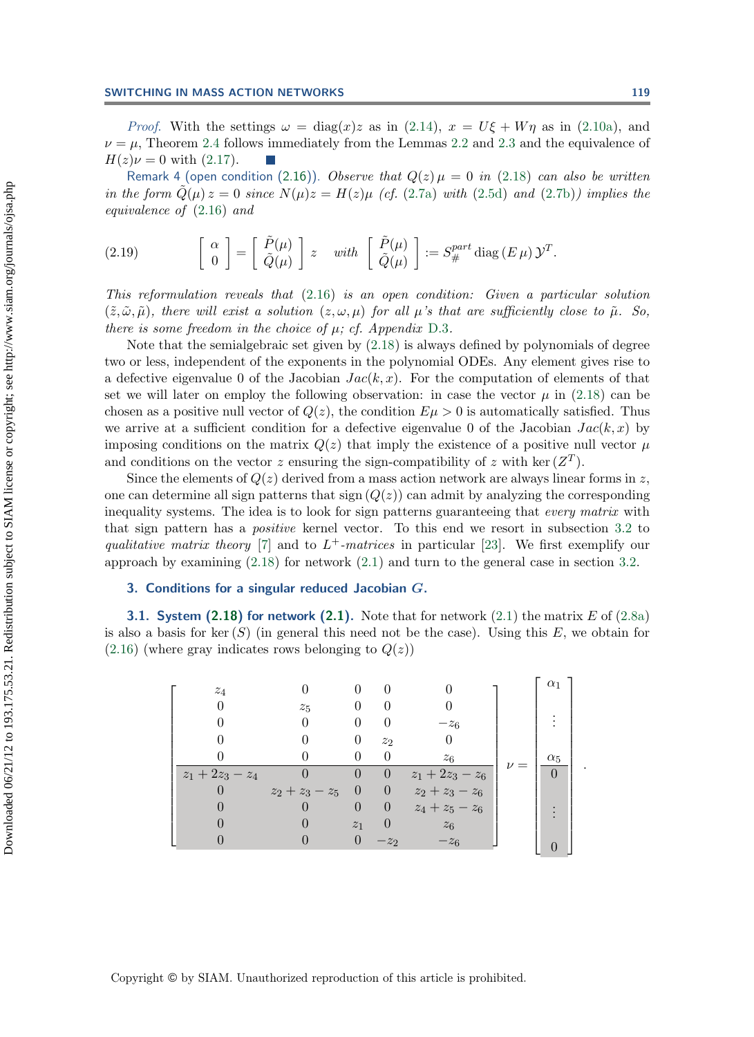*Proof.* With the settings $\omega = \operatorname{diag}(x)z$ as in (2.14), $x = U\xi + W\eta$ as in (2.10a), and $\nu = \mu$, Theorem 2.4 follows immediately from the Lemmas 2.2 and 2.3 and the equivalence of $H(z)\nu = 0$ with (2.17). ∎

Remark 4 (open condition (2.16)). *Observe that $Q(z)\,\mu = 0$ in (2.18) can also be written in the form $\tilde{Q}(\mu)\,z = 0$ since $N(\mu)z = H(z)\mu$ (cf. (2.7a) with (2.5d) and (2.7b)) implies the equivalence of (2.16) and*

$$
\begin{bmatrix} \alpha \\ 0 \end{bmatrix} = \begin{bmatrix} \tilde{P}(\mu) \\ \tilde{Q}(\mu) \end{bmatrix} z \quad \text{with} \quad \begin{bmatrix} \tilde{P}(\mu) \\ \tilde{Q}(\mu) \end{bmatrix} := S_{\#}^{part} \operatorname{diag}(E\,\mu)\,\mathcal{Y}^T. \tag{2.19}
$$

*This reformulation reveals that (2.16) is an open condition: Given a particular solution $(\tilde{z}, \tilde{\omega}, \tilde{\mu})$, there will exist a solution $(z, \omega, \mu)$ for all $\mu$'s that are sufficiently close to $\tilde{\mu}$. So, there is some freedom in the choice of $\mu$; cf. Appendix D.3.*

Note that the semialgebraic set given by (2.18) is always defined by polynomials of degree two or less, independent of the exponents in the polynomial ODEs. Any element gives rise to a defective eigenvalue 0 of the Jacobian $Jac(k, x)$. For the computation of elements of that set we will later on employ the following observation: in case the vector $\mu$ in (2.18) can be chosen as a positive null vector of $Q(z)$, the condition $E\mu > 0$ is automatically satisfied. Thus we arrive at a sufficient condition for a defective eigenvalue 0 of the Jacobian $Jac(k, x)$ by imposing conditions on the matrix $Q(z)$ that imply the existence of a positive null vector $\mu$ and conditions on the vector $z$ ensuring the sign-compatibility of $z$ with $\ker(Z^T)$.

Since the elements of $Q(z)$ derived from a mass action network are always linear forms in $z$, one can determine all sign patterns that $\operatorname{sign}(Q(z))$ can admit by analyzing the corresponding inequality systems. The idea is to look for sign patterns guaranteeing that *every matrix* with that sign pattern has a *positive* kernel vector. To this end we resort in subsection 3.2 to *qualitative matrix theory* [7] and to *$L^+$-matrices* in particular [23]. We first exemplify our approach by examining (2.18) for network (2.1) and turn to the general case in section 3.2.

## 3. Conditions for a singular reduced Jacobian $G$.

### 3.1. System (2.18) for network (2.1).

Note that for network (2.1) the matrix $E$ of (2.8a) is also a basis for $\ker(S)$ (in general this need not be the case). Using this $E$, we obtain for (2.16) (where gray indicates rows belonging to $Q(z)$)

$$
\left[\begin{array}{ccccc}
z_4 & 0 & 0 & 0 & 0 \\
0 & z_5 & 0 & 0 & 0 \\
0 & 0 & 0 & 0 & -z_6 \\
0 & 0 & 0 & z_2 & 0 \\
0 & 0 & 0 & 0 & z_6 \\
\hline
z_1 + 2z_3 - z_4 & 0 & 0 & 0 & z_1 + 2z_3 - z_6 \\
0 & z_2 + z_3 - z_5 & 0 & 0 & z_2 + z_3 - z_6 \\
0 & 0 & 0 & 0 & z_4 + z_5 - z_6 \\
0 & 0 & z_1 & 0 & z_6 \\
0 & 0 & 0 & -z_2 & -z_6
\end{array}\right] \nu = \left[\begin{array}{c}
\alpha_1 \\ \vdots \\ \alpha_5 \\ \hline 0 \\ \vdots \\ 0
\end{array}\right].
$$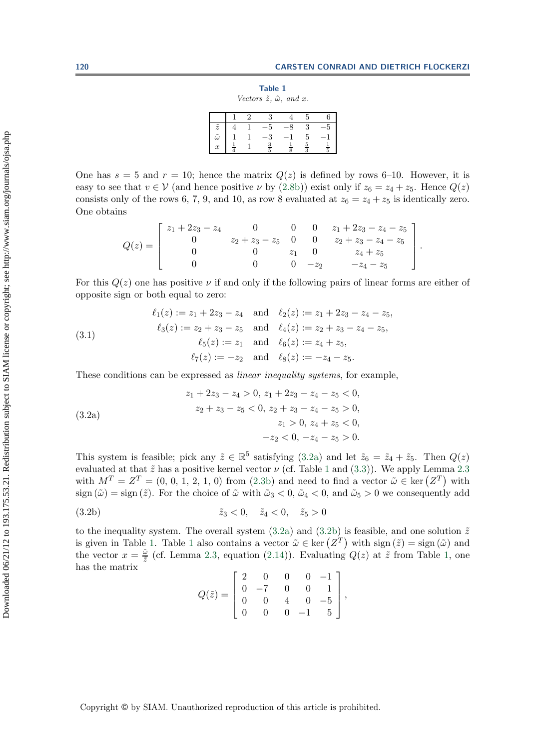**Table 1**

*Vectors $\tilde{z}$, $\tilde{\omega}$, and $x$.*

| | 1 | 2 | 3 | 4 | 5 | 6 |
|---|---|---|---|---|---|---|
| $\tilde{z}$ | 4 | 1 | $-5$ | $-8$ | 3 | $-5$ |
| $\tilde{\omega}$ | 1 | 1 | $-3$ | $-1$ | 5 | $-1$ |
| $x$ | $\frac{1}{4}$ | 1 | $\frac{3}{5}$ | $\frac{1}{8}$ | $\frac{5}{3}$ | $\frac{1}{5}$ |

One has $s = 5$ and $r = 10$; hence the matrix $Q(z)$ is defined by rows 6–10. However, it is easy to see that $v \in \mathcal{V}$ (and hence positive $\nu$ by (2.8b)) exist only if $z_6 = z_4 + z_5$. Hence $Q(z)$ consists only of the rows 6, 7, 9, and 10, as row 8 evaluated at $z_6 = z_4 + z_5$ is identically zero. One obtains

$$Q(z) = \begin{bmatrix} z_1 + 2z_3 - z_4 & 0 & 0 & 0 & z_1 + 2z_3 - z_4 - z_5 \\ 0 & z_2 + z_3 - z_5 & 0 & 0 & z_2 + z_3 - z_4 - z_5 \\ 0 & 0 & z_1 & 0 & z_4 + z_5 \\ 0 & 0 & 0 & -z_2 & -z_4 - z_5 \end{bmatrix}.$$

For this $Q(z)$ one has positive $\nu$ if and only if the following pairs of linear forms are either of opposite sign or both equal to zero:

$$\begin{aligned} \ell_1(z) &:= z_1 + 2z_3 - z_4 \quad \text{and} \quad \ell_2(z) := z_1 + 2z_3 - z_4 - z_5, \\ \ell_3(z) &:= z_2 + z_3 - z_5 \quad \text{and} \quad \ell_4(z) := z_2 + z_3 - z_4 - z_5, \\ \ell_5(z) &:= z_1 \quad \text{and} \quad \ell_6(z) := z_4 + z_5, \\ \ell_7(z) &:= -z_2 \quad \text{and} \quad \ell_8(z) := -z_4 - z_5. \end{aligned} \tag{3.1}$$

These conditions can be expressed as *linear inequality systems*, for example,

$$\begin{aligned} z_1 + 2z_3 - z_4 > 0,\ z_1 + 2z_3 - z_4 - z_5 < 0, \\ z_2 + z_3 - z_5 < 0,\ z_2 + z_3 - z_4 - z_5 > 0, \\ z_1 > 0,\ z_4 + z_5 < 0, \\ -z_2 < 0,\ -z_4 - z_5 > 0. \end{aligned} \tag{3.2a}$$

This system is feasible; pick any $\tilde{z} \in \mathbb{R}^5$ satisfying (3.2a) and let $\tilde{z}_6 = \tilde{z}_4 + \tilde{z}_5$. Then $Q(z)$ evaluated at that $\tilde{z}$ has a positive kernel vector $\nu$ (cf. Table 1 and (3.3)). We apply Lemma 2.3 with $M^T = Z^T = (0, 0, 1, 2, 1, 0)$ from (2.3b) and need to find a vector $\tilde{\omega} \in \ker(Z^T)$ with $\operatorname{sign}(\tilde{\omega}) = \operatorname{sign}(\tilde{z})$. For the choice of $\tilde{\omega}$ with $\tilde{\omega}_3 < 0$, $\tilde{\omega}_4 < 0$, and $\tilde{\omega}_5 > 0$ we consequently add

$$\tilde{z}_3 < 0, \quad \tilde{z}_4 < 0, \quad \tilde{z}_5 > 0 \tag{3.2b}$$

to the inequality system. The overall system (3.2a) and (3.2b) is feasible, and one solution $\tilde{z}$ is given in Table 1. Table 1 also contains a vector $\tilde{\omega} \in \ker(Z^T)$ with $\operatorname{sign}(\tilde{z}) = \operatorname{sign}(\tilde{\omega})$ and the vector $x = \frac{\tilde{\omega}}{\tilde{z}}$ (cf. Lemma 2.3, equation (2.14)). Evaluating $Q(z)$ at $\tilde{z}$ from Table 1, one has the matrix

$$Q(\tilde{z}) = \begin{bmatrix} 2 & 0 & 0 & 0 & -1 \\ 0 & -7 & 0 & 0 & 1 \\ 0 & 0 & 4 & 0 & -5 \\ 0 & 0 & 0 & -1 & 5 \end{bmatrix},$$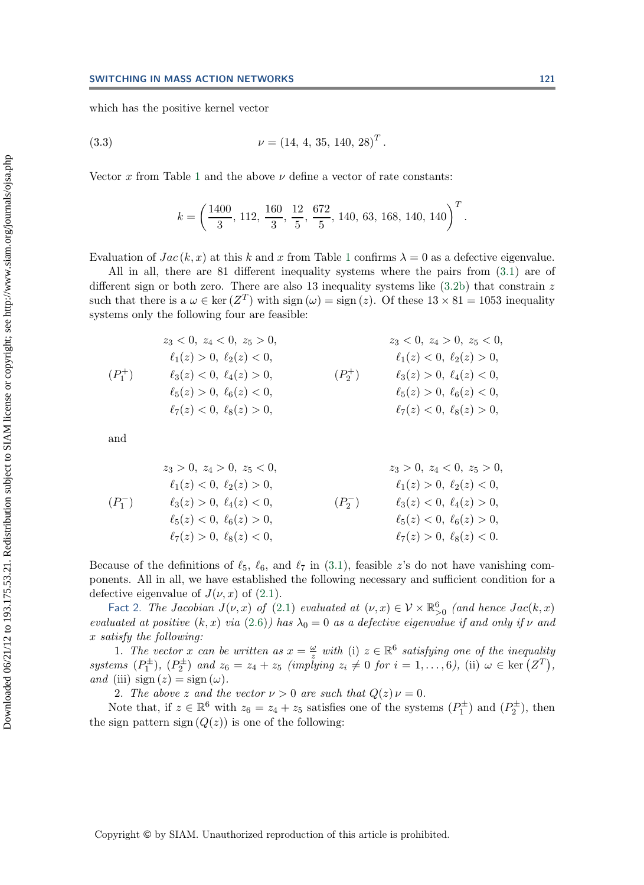which has the positive kernel vector

$$\nu = (14,\, 4,\, 35,\, 140,\, 28)^T. \tag{3.3}$$

Vector $x$ from Table 1 and the above $\nu$ define a vector of rate constants:

$$k = \left(\frac{1400}{3},\, 112,\, \frac{160}{3},\, \frac{12}{5},\, \frac{672}{5},\, 140,\, 63,\, 168,\, 140,\, 140\right)^T.$$

Evaluation of $Jac(k, x)$ at this $k$ and $x$ from Table 1 confirms $\lambda = 0$ as a defective eigenvalue.

All in all, there are 81 different inequality systems where the pairs from (3.1) are of different sign or both zero. There are also 13 inequality systems like (3.2b) that constrain $z$ such that there is a $\omega \in \ker(Z^T)$ with $\operatorname{sign}(\omega) = \operatorname{sign}(z)$. Of these $13 \times 81 = 1053$ inequality systems only the following four are feasible:

$$(P_1^+)\quad \begin{array}{c} z_3 < 0,\ z_4 < 0,\ z_5 > 0, \\ \ell_1(z) > 0,\ \ell_2(z) < 0, \\ \ell_3(z) < 0,\ \ell_4(z) > 0, \\ \ell_5(z) > 0,\ \ell_6(z) < 0, \\ \ell_7(z) < 0,\ \ell_8(z) > 0, \end{array} \qquad (P_2^+)\quad \begin{array}{c} z_3 < 0,\ z_4 > 0,\ z_5 < 0, \\ \ell_1(z) < 0,\ \ell_2(z) > 0, \\ \ell_3(z) > 0,\ \ell_4(z) < 0, \\ \ell_5(z) > 0,\ \ell_6(z) < 0, \\ \ell_7(z) < 0,\ \ell_8(z) > 0, \end{array}$$

and

$$(P_1^-)\quad \begin{array}{c} z_3 > 0,\ z_4 > 0,\ z_5 < 0, \\ \ell_1(z) < 0,\ \ell_2(z) > 0, \\ \ell_3(z) > 0,\ \ell_4(z) < 0, \\ \ell_5(z) < 0,\ \ell_6(z) > 0, \\ \ell_7(z) > 0,\ \ell_8(z) < 0, \end{array} \qquad (P_2^-)\quad \begin{array}{c} z_3 > 0,\ z_4 < 0,\ z_5 > 0, \\ \ell_1(z) > 0,\ \ell_2(z) < 0, \\ \ell_3(z) < 0,\ \ell_4(z) > 0, \\ \ell_5(z) < 0,\ \ell_6(z) > 0, \\ \ell_7(z) > 0,\ \ell_8(z) < 0. \end{array}$$

Because of the definitions of $\ell_5$, $\ell_6$, and $\ell_7$ in (3.1), feasible $z$'s do not have vanishing components. All in all, we have established the following necessary and sufficient condition for a defective eigenvalue of $J(\nu, x)$ of (2.1).

Fact 2. *The Jacobian $J(\nu, x)$ of (2.1) evaluated at $(\nu, x) \in \mathcal{V} \times \mathbb{R}^6_{>0}$ (and hence $Jac(k, x)$ evaluated at positive $(k, x)$ via (2.6)) has $\lambda_0 = 0$ as a defective eigenvalue if and only if $\nu$ and $x$ satisfy the following:*

1. *The vector $x$ can be written as $x = \frac{\omega}{z}$ with* (i) *$z \in \mathbb{R}^6$ satisfying one of the inequality systems $(P_1^\pm)$, $(P_2^\pm)$ and $z_6 = z_4 + z_5$ (implying $z_i \neq 0$ for $i = 1, \ldots, 6$),* (ii) *$\omega \in \ker(Z^T)$, and* (iii) *$\operatorname{sign}(z) = \operatorname{sign}(\omega)$.*
2. *The above $z$ and the vector $\nu > 0$ are such that $Q(z)\,\nu = 0$.*

Note that, if $z \in \mathbb{R}^6$ with $z_6 = z_4 + z_5$ satisfies one of the systems $(P_1^\pm)$ and $(P_2^\pm)$, then the sign pattern $\operatorname{sign}(Q(z))$ is one of the following: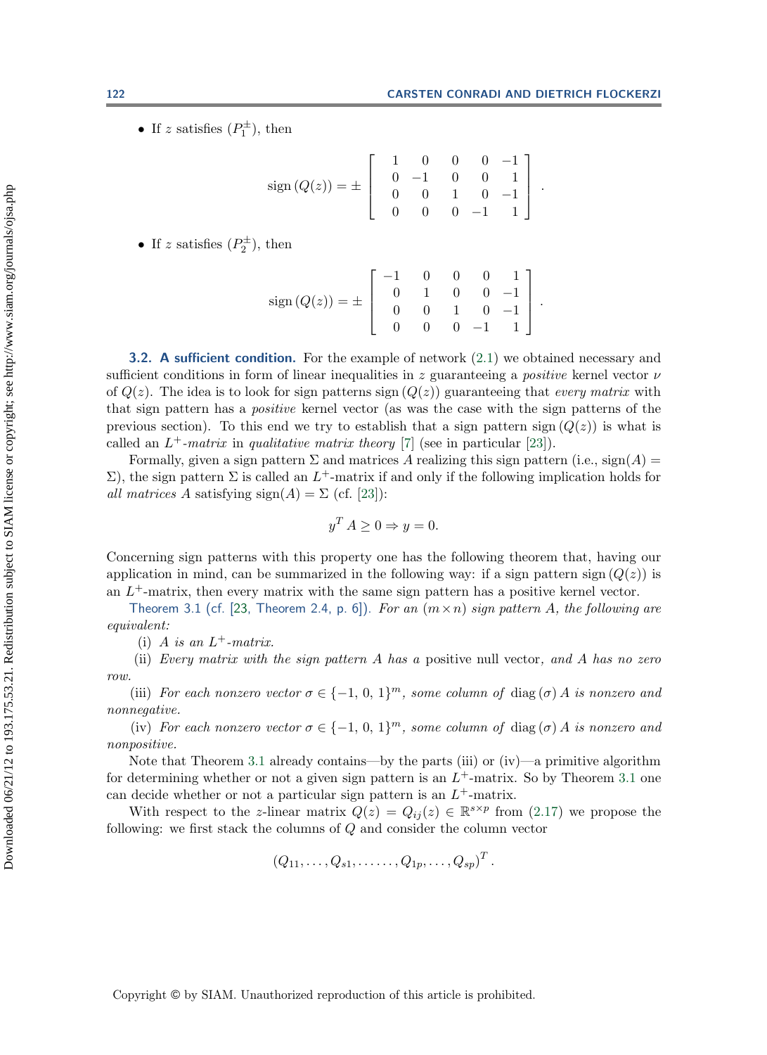- If $z$ satisfies $(P_1^{\pm})$, then

$$\operatorname{sign}(Q(z)) = \pm \begin{bmatrix} 1 & 0 & 0 & 0 & -1 \\ 0 & -1 & 0 & 0 & 1 \\ 0 & 0 & 1 & 0 & -1 \\ 0 & 0 & 0 & -1 & 1 \end{bmatrix}.$$

- If $z$ satisfies $(P_2^{\pm})$, then

$$\operatorname{sign}(Q(z)) = \pm \begin{bmatrix} -1 & 0 & 0 & 0 & 1 \\ 0 & 1 & 0 & 0 & -1 \\ 0 & 0 & 1 & 0 & -1 \\ 0 & 0 & 0 & -1 & 1 \end{bmatrix}.$$

**3.2. A sufficient condition.** For the example of network (2.1) we obtained necessary and sufficient conditions in form of linear inequalities in $z$ guaranteeing a *positive* kernel vector $\nu$ of $Q(z)$. The idea is to look for sign patterns $\operatorname{sign}(Q(z))$ guaranteeing that *every matrix* with that sign pattern has a *positive* kernel vector (as was the case with the sign patterns of the previous section). To this end we try to establish that a sign pattern $\operatorname{sign}(Q(z))$ is what is called an $L^+$-*matrix* in *qualitative matrix theory* [7] (see in particular [23]).

Formally, given a sign pattern $\Sigma$ and matrices $A$ realizing this sign pattern (i.e., $\operatorname{sign}(A) = \Sigma$), the sign pattern $\Sigma$ is called an $L^+$-matrix if and only if the following implication holds for *all matrices* $A$ satisfying $\operatorname{sign}(A) = \Sigma$ (cf. [23]):

$$y^T A \geq 0 \Rightarrow y = 0.$$

Concerning sign patterns with this property one has the following theorem that, having our application in mind, can be summarized in the following way: if a sign pattern $\operatorname{sign}(Q(z))$ is an $L^+$-matrix, then every matrix with the same sign pattern has a positive kernel vector.

Theorem 3.1 (cf. [23, Theorem 2.4, p. 6]). *For an $(m \times n)$ sign pattern $A$, the following are equivalent:*

(i) *$A$ is an $L^+$-matrix.*

(ii) *Every matrix with the sign pattern $A$ has a* positive null vector, *and $A$ has no zero row.*

(iii) *For each nonzero vector $\sigma \in \{-1, 0, 1\}^m$, some column of $\operatorname{diag}(\sigma) A$ is nonzero and nonnegative.*

(iv) *For each nonzero vector $\sigma \in \{-1, 0, 1\}^m$, some column of $\operatorname{diag}(\sigma) A$ is nonzero and nonpositive.*

Note that Theorem 3.1 already contains—by the parts (iii) or (iv)—a primitive algorithm for determining whether or not a given sign pattern is an $L^+$-matrix. So by Theorem 3.1 one can decide whether or not a particular sign pattern is an $L^+$-matrix.

With respect to the $z$-linear matrix $Q(z) = Q_{ij}(z) \in \mathbb{R}^{s \times p}$ from (2.17) we propose the following: we first stack the columns of $Q$ and consider the column vector

$$(Q_{11}, \ldots, Q_{s1}, \ldots\ldots, Q_{1p}, \ldots, Q_{sp})^T.$$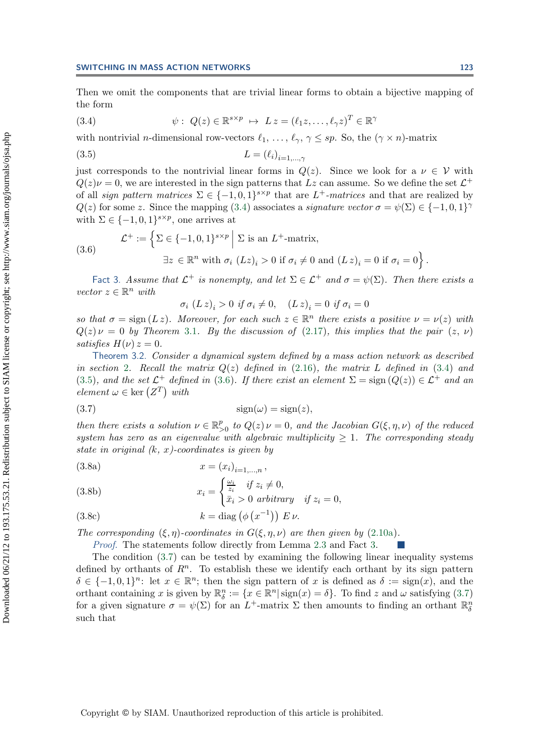Then we omit the components that are trivial linear forms to obtain a bijective mapping of the form

$$\psi: \; Q(z) \in \mathbb{R}^{s\times p} \;\mapsto\; L\,z = (\ell_1 z, \ldots, \ell_\gamma z)^T \in \mathbb{R}^\gamma \tag{3.4}$$

with nontrivial $n$-dimensional row-vectors $\ell_1, \ldots, \ell_\gamma$, $\gamma \leq sp$. So, the $(\gamma \times n)$-matrix

$$L = (\ell_i)_{i=1,\ldots,\gamma} \tag{3.5}$$

just corresponds to the nontrivial linear forms in $Q(z)$. Since we look for a $\nu \in \mathcal{V}$ with $Q(z)\nu = 0$, we are interested in the sign patterns that $Lz$ can assume. So we define the set $\mathcal{L}^+$ of all *sign pattern matrices* $\Sigma \in \{-1, 0, 1\}^{s\times p}$ that are $L^+$*-matrices* and that are realized by $Q(z)$ for some $z$. Since the mapping (3.4) associates a *signature vector* $\sigma = \psi(\Sigma) \in \{-1, 0, 1\}^\gamma$ with $\Sigma \in \{-1, 0, 1\}^{s\times p}$, one arrives at

$$\begin{aligned} \mathcal{L}^+ := \Big\{ \Sigma \in \{-1,0,1\}^{s\times p} \;\Big|\; & \Sigma \text{ is an } L^+\text{-matrix}, \\ & \exists z \in \mathbb{R}^n \text{ with } \sigma_i \,(Lz)_i > 0 \text{ if } \sigma_i \neq 0 \text{ and } (L\,z)_i = 0 \text{ if } \sigma_i = 0 \Big\}. \end{aligned} \tag{3.6}$$

Fact 3. *Assume that $\mathcal{L}^+$ is nonempty, and let $\Sigma \in \mathcal{L}^+$ and $\sigma = \psi(\Sigma)$. Then there exists a vector $z \in \mathbb{R}^n$ with*

$$\sigma_i \,(L\,z)_i > 0 \;\text{ if } \sigma_i \neq 0, \quad (L\,z)_i = 0 \;\text{ if } \sigma_i = 0$$

*so that $\sigma = \operatorname{sign}(L\,z)$. Moreover, for each such $z \in \mathbb{R}^n$ there exists a positive $\nu = \nu(z)$ with $Q(z)\,\nu = 0$ by Theorem 3.1. By the discussion of (2.17), this implies that the pair $(z, \nu)$ satisfies $H(\nu)\,z = 0$.*

Theorem 3.2. *Consider a dynamical system defined by a mass action network as described in section 2. Recall the matrix $Q(z)$ defined in (2.16), the matrix $L$ defined in (3.4) and (3.5), and the set $\mathcal{L}^+$ defined in (3.6). If there exist an element $\Sigma = \operatorname{sign}(Q(z)) \in \mathcal{L}^+$ and an element $\omega \in \ker(Z^T)$ with*

$$\operatorname{sign}(\omega) = \operatorname{sign}(z), \tag{3.7}$$

*then there exists a solution $\nu \in \mathbb{R}^p_{>0}$ to $Q(z)\,\nu = 0$, and the Jacobian $G(\xi, \eta, \nu)$ of the reduced system has zero as an eigenvalue with algebraic multiplicity $\geq 1$. The corresponding steady state in original $(k, x)$-coordinates is given by*

$$x = (x_i)_{i=1,\ldots,n}\,, \tag{3.8a}$$

$$x_i = \begin{cases} \frac{\omega_i}{z_i} & \text{if } z_i \neq 0, \\ \bar{x}_i > 0 \text{ arbitrary} & \text{if } z_i = 0, \end{cases} \tag{3.8b}$$

$$k = \operatorname{diag}\left(\phi\left(x^{-1}\right)\right) E\,\nu. \tag{3.8c}$$

*The corresponding $(\xi, \eta)$-coordinates in $G(\xi, \eta, \nu)$ are then given by (2.10a).*

*Proof.* The statements follow directly from Lemma 2.3 and Fact 3. ∎

The condition (3.7) can be tested by examining the following linear inequality systems defined by orthants of $R^n$. To establish these we identify each orthant by its sign pattern $\delta \in \{-1, 0, 1\}^n$: let $x \in \mathbb{R}^n$; then the sign pattern of $x$ is defined as $\delta := \operatorname{sign}(x)$, and the orthant containing $x$ is given by $\mathbb{R}^n_\delta := \{x \in \mathbb{R}^n | \operatorname{sign}(x) = \delta\}$. To find $z$ and $\omega$ satisfying (3.7) for a given signature $\sigma = \psi(\Sigma)$ for an $L^+$-matrix $\Sigma$ then amounts to finding an orthant $\mathbb{R}^n_\delta$ such that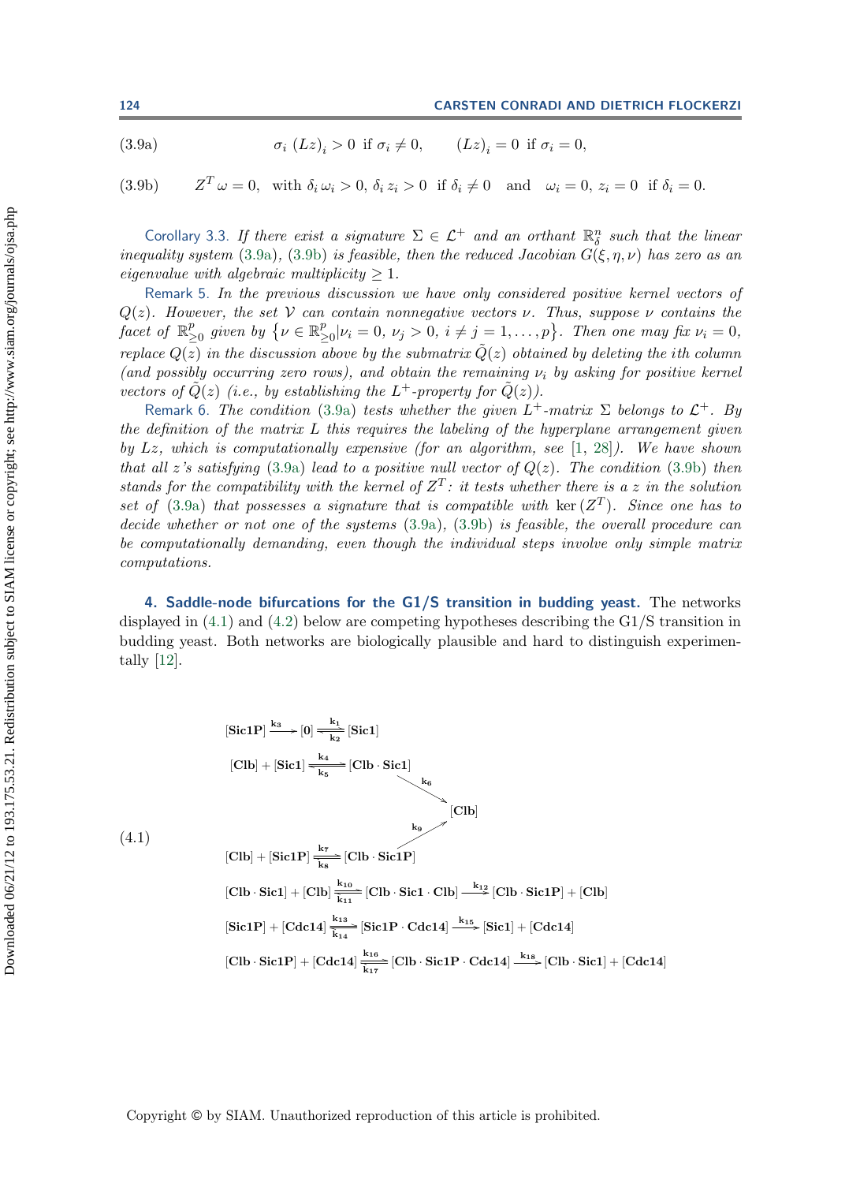$$\sigma_i \, (Lz)_i > 0 \text{ if } \sigma_i \neq 0, \qquad (Lz)_i = 0 \text{ if } \sigma_i = 0, \tag{3.9a}$$

$$Z^T \omega = 0, \text{ with } \delta_i \, \omega_i > 0, \, \delta_i \, z_i > 0 \text{ if } \delta_i \neq 0 \text{ and } \omega_i = 0, \, z_i = 0 \text{ if } \delta_i = 0. \tag{3.9b}$$

Corollary 3.3. *If there exist a signature $\Sigma \in \mathcal{L}^+$ and an orthant $\mathbb{R}^n_\delta$ such that the linear inequality system (3.9a), (3.9b) is feasible, then the reduced Jacobian $G(\xi, \eta, \nu)$ has zero as an eigenvalue with algebraic multiplicity $\geq 1$.*

Remark 5. *In the previous discussion we have only considered positive kernel vectors of $Q(z)$. However, the set $\mathcal{V}$ can contain nonnegative vectors $\nu$. Thus, suppose $\nu$ contains the facet of $\mathbb{R}^p_{\geq 0}$ given by $\{\nu \in \mathbb{R}^p_{\geq 0} | \nu_i = 0, \, \nu_j > 0, \, i \neq j = 1, \dots, p\}$. Then one may fix $\nu_i = 0$, replace $Q(z)$ in the discussion above by the submatrix $\tilde{Q}(z)$ obtained by deleting the $i$th column (and possibly occurring zero rows), and obtain the remaining $\nu_i$ by asking for positive kernel vectors of $\tilde{Q}(z)$ (i.e., by establishing the $L^+$-property for $\tilde{Q}(z)$).*

Remark 6. *The condition (3.9a) tests whether the given $L^+$-matrix $\Sigma$ belongs to $\mathcal{L}^+$. By the definition of the matrix $L$ this requires the labeling of the hyperplane arrangement given by $Lz$, which is computationally expensive (for an algorithm, see [1, 28]). We have shown that all $z$'s satisfying (3.9a) lead to a positive null vector of $Q(z)$. The condition (3.9b) then stands for the compatibility with the kernel of $Z^T$: it tests whether there is a $z$ in the solution set of (3.9a) that possesses a signature that is compatible with $\ker(Z^T)$. Since one has to decide whether or not one of the systems (3.9a), (3.9b) is feasible, the overall procedure can be computationally demanding, even though the individual steps involve only simple matrix computations.*

## 4. Saddle-node bifurcations for the G1/S transition in budding yeast.

The networks displayed in (4.1) and (4.2) below are competing hypotheses describing the G1/S transition in budding yeast. Both networks are biologically plausible and hard to distinguish experimentally [12].

$$
\begin{array}{l}
[\mathbf{Sic1P}] \xrightarrow{k_3} [\mathbf{0}] \underset{k_2}{\overset{k_1}{\rightleftharpoons}} [\mathbf{Sic1}] \\
[\mathbf{Clb}] + [\mathbf{Sic1}] \underset{k_5}{\overset{k_4}{\rightleftharpoons}} [\mathbf{Clb \cdot Sic1}] \xrightarrow{k_6} [\mathbf{Clb}] \\
[\mathbf{Clb}] + [\mathbf{Sic1P}] \underset{k_8}{\overset{k_7}{\rightleftharpoons}} [\mathbf{Clb \cdot Sic1P}] \xrightarrow{k_9} [\mathbf{Clb}] \\
[\mathbf{Clb \cdot Sic1}] + [\mathbf{Clb}] \underset{k_{11}}{\overset{k_{10}}{\rightleftharpoons}} [\mathbf{Clb \cdot Sic1 \cdot Clb}] \xrightarrow{k_{12}} [\mathbf{Clb \cdot Sic1P}] + [\mathbf{Clb}] \\
[\mathbf{Sic1P}] + [\mathbf{Cdc14}] \underset{k_{14}}{\overset{k_{13}}{\rightleftharpoons}} [\mathbf{Sic1P \cdot Cdc14}] \xrightarrow{k_{15}} [\mathbf{Sic1}] + [\mathbf{Cdc14}] \\
[\mathbf{Clb \cdot Sic1P}] + [\mathbf{Cdc14}] \underset{k_{17}}{\overset{k_{16}}{\rightleftharpoons}} [\mathbf{Clb \cdot Sic1P \cdot Cdc14}] \xrightarrow{k_{18}} [\mathbf{Clb \cdot Sic1}] + [\mathbf{Cdc14}]
\end{array}
\tag{4.1}
$$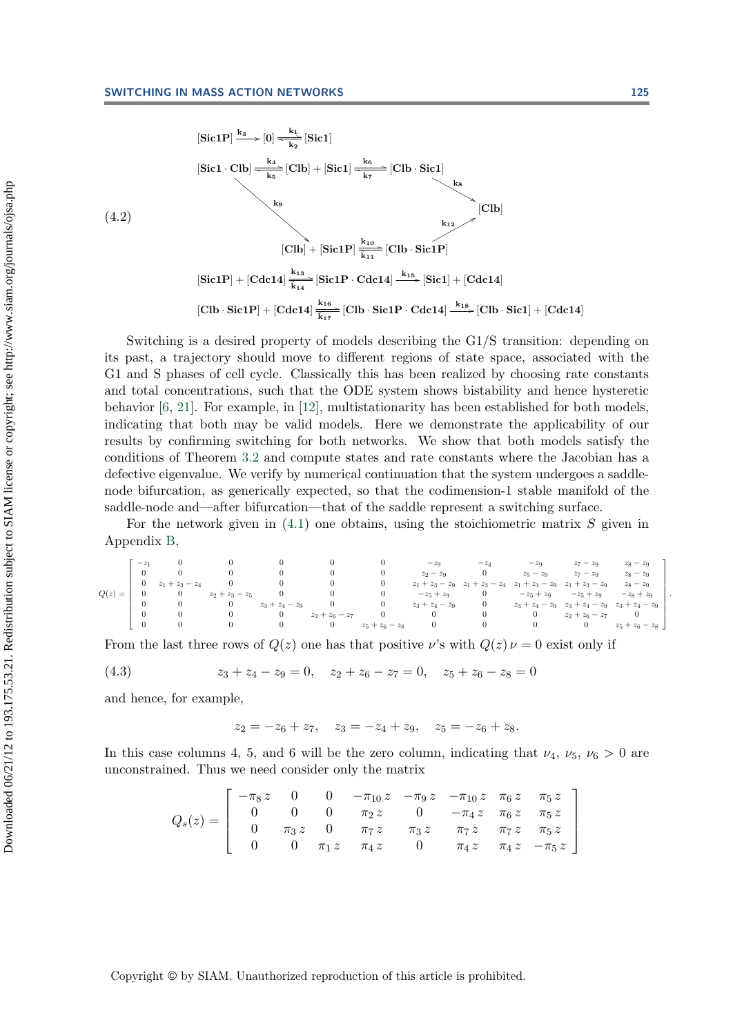$$
\begin{array}{l}
[\mathbf{Sic1P}] \xrightarrow{k_3} [\mathbf{0}] \underset{k_2}{\overset{k_1}{\rightleftharpoons}} [\mathbf{Sic1}] \\
[\mathbf{Sic1}\cdot\mathbf{Clb}] \underset{k_5}{\overset{k_4}{\rightleftharpoons}} [\mathbf{Clb}] + [\mathbf{Sic1}] \underset{k_7}{\overset{k_6}{\rightleftharpoons}} [\mathbf{Clb}\cdot\mathbf{Sic1}] \xrightarrow{k_8} [\mathbf{Clb}] \\
[\mathbf{Sic1}\cdot\mathbf{Clb}] \xrightarrow{k_9} [\mathbf{Clb}] + [\mathbf{Sic1P}] \underset{k_{11}}{\overset{k_{10}}{\rightleftharpoons}} [\mathbf{Clb}\cdot\mathbf{Sic1P}] \xrightarrow{k_{12}} [\mathbf{Clb}] \\
[\mathbf{Sic1P}] + [\mathbf{Cdc14}] \underset{k_{14}}{\overset{k_{13}}{\rightleftharpoons}} [\mathbf{Sic1P}\cdot\mathbf{Cdc14}] \xrightarrow{k_{15}} [\mathbf{Sic1}] + [\mathbf{Cdc14}] \\
[\mathbf{Clb}\cdot\mathbf{Sic1P}] + [\mathbf{Cdc14}] \underset{k_{17}}{\overset{k_{16}}{\rightleftharpoons}} [\mathbf{Clb}\cdot\mathbf{Sic1P}\cdot\mathbf{Cdc14}] \xrightarrow{k_{18}} [\mathbf{Clb}\cdot\mathbf{Sic1}] + [\mathbf{Cdc14}]
\end{array}
\tag{4.2}
$$

Switching is a desired property of models describing the G1/S transition: depending on its past, a trajectory should move to different regions of state space, associated with the G1 and S phases of cell cycle. Classically this has been realized by choosing rate constants and total concentrations, such that the ODE system shows bistability and hence hysteretic behavior [6, 21]. For example, in [12], multistationarity has been established for both models, indicating that both may be valid models. Here we demonstrate the applicability of our results by confirming switching for both networks. We show that both models satisfy the conditions of Theorem 3.2 and compute states and rate constants where the Jacobian has a defective eigenvalue. We verify by numerical continuation that the system undergoes a saddle-node bifurcation, as generically expected, so that the codimension-1 stable manifold of the saddle-node and—after bifurcation—that of the saddle represent a switching surface.

For the network given in (4.1) one obtains, using the stoichiometric matrix $S$ given in Appendix B,

$$
Q(z) = \begin{bmatrix}
-z_1 & 0 & 0 & 0 & 0 & 0 & -z_9 & -z_4 & -z_9 & z_7-z_9 & z_8-z_9 \\
0 & 0 & 0 & 0 & 0 & 0 & z_2-z_9 & 0 & z_5-z_9 & z_7-z_9 & z_8-z_9 \\
0 & z_1+z_3-z_4 & 0 & 0 & 0 & 0 & z_1+z_3-z_9 & z_1+z_3-z_4 & z_1+z_3-z_9 & z_1+z_3-z_9 & z_8-z_9 \\
0 & 0 & z_2+z_3-z_5 & 0 & 0 & 0 & -z_5+z_9 & 0 & -z_5+z_9 & -z_5+z_9 & -z_8+z_9 \\
0 & 0 & 0 & z_3+z_4-z_9 & 0 & 0 & z_3+z_4-z_9 & 0 & z_3+z_4-z_9 & z_3+z_4-z_9 & z_3+z_4-z_9 \\
0 & 0 & 0 & 0 & z_2+z_6-z_7 & 0 & 0 & 0 & 0 & z_2+z_6-z_7 & 0 \\
0 & 0 & 0 & 0 & 0 & z_5+z_6-z_8 & 0 & 0 & 0 & 0 & z_5+z_6-z_8
\end{bmatrix}.
$$

From the last three rows of $Q(z)$ one has that positive $\nu$'s with $Q(z)\,\nu = 0$ exist only if

$$
z_3 + z_4 - z_9 = 0, \quad z_2 + z_6 - z_7 = 0, \quad z_5 + z_6 - z_8 = 0 \tag{4.3}
$$

and hence, for example,

$$
z_2 = -z_6 + z_7, \quad z_3 = -z_4 + z_9, \quad z_5 = -z_6 + z_8.
$$

In this case columns 4, 5, and 6 will be the zero column, indicating that $\nu_4$, $\nu_5$, $\nu_6 > 0$ are unconstrained. Thus we need consider only the matrix

$$
Q_s(z) = \begin{bmatrix}
-\pi_8\, z & 0 & 0 & -\pi_{10}\, z & -\pi_9\, z & -\pi_{10}\, z & \pi_6\, z & \pi_5\, z \\
0 & 0 & 0 & \pi_2\, z & 0 & -\pi_4\, z & \pi_6\, z & \pi_5\, z \\
0 & \pi_3\, z & 0 & \pi_7\, z & \pi_3\, z & \pi_7\, z & \pi_7\, z & \pi_5\, z \\
0 & 0 & \pi_1\, z & \pi_4\, z & 0 & \pi_4\, z & \pi_4\, z & -\pi_5\, z
\end{bmatrix}
$$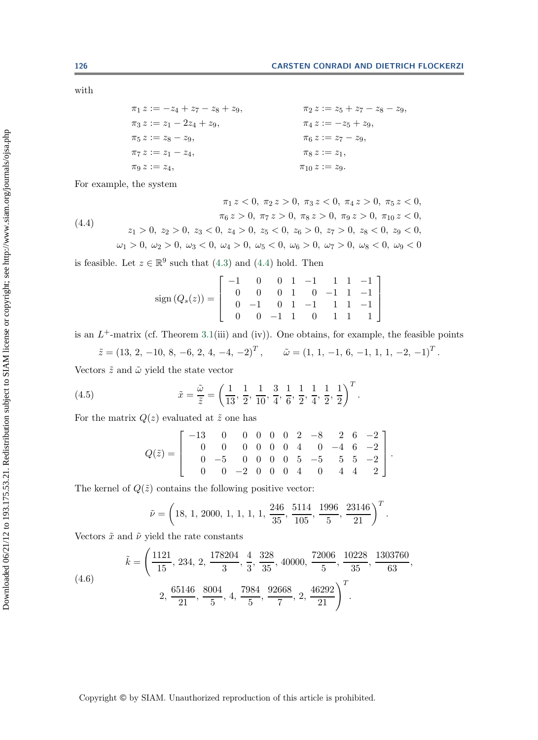with

$$
\begin{aligned}
&\pi_1\, z := -z_4 + z_7 - z_8 + z_9, && \pi_2\, z := z_5 + z_7 - z_8 - z_9,\\
&\pi_3\, z := z_1 - 2z_4 + z_9, && \pi_4\, z := -z_5 + z_9,\\
&\pi_5\, z := z_8 - z_9, && \pi_6\, z := z_7 - z_9,\\
&\pi_7\, z := z_1 - z_4, && \pi_8\, z := z_1,\\
&\pi_9\, z := z_4, && \pi_{10}\, z := z_9.
\end{aligned}
$$

For example, the system

$$
\begin{aligned}
\pi_1\, z < 0,\ \pi_2\, z > 0,\ \pi_3\, z < 0,\ \pi_4\, z > 0,\ \pi_5\, z < 0,\\
\pi_6\, z > 0,\ \pi_7\, z > 0,\ \pi_8\, z > 0,\ \pi_9\, z > 0,\ \pi_{10}\, z < 0,\\
z_1 > 0,\ z_2 > 0,\ z_3 < 0,\ z_4 > 0,\ z_5 < 0,\ z_6 > 0,\ z_7 > 0,\ z_8 < 0,\ z_9 < 0,\\
\omega_1 > 0,\ \omega_2 > 0,\ \omega_3 < 0,\ \omega_4 > 0,\ \omega_5 < 0,\ \omega_6 > 0,\ \omega_7 > 0,\ \omega_8 < 0,\ \omega_9 < 0
\end{aligned}
\tag{4.4}
$$

is feasible. Let $z \in \mathbb{R}^9$ such that (4.3) and (4.4) hold. Then

$$
\operatorname{sign}\left(Q_s(z)\right) = \begin{bmatrix} -1 & 0 & 0 & 1 & -1 & 1 & 1 & -1\\ 0 & 0 & 0 & 1 & 0 & -1 & 1 & -1\\ 0 & -1 & 0 & 1 & -1 & 1 & 1 & -1\\ 0 & 0 & -1 & 1 & 0 & 1 & 1 & 1 \end{bmatrix}
$$

is an $L^+$-matrix (cf. Theorem 3.1(iii) and (iv)). One obtains, for example, the feasible points

$$
\tilde{z} = (13,\, 2,\, -10,\, 8,\, -6,\, 2,\, 4,\, -4,\, -2)^T, \qquad \tilde{\omega} = (1,\, 1,\, -1,\, 6,\, -1,\, 1,\, 1,\, -2,\, -1)^T.
$$

Vectors $\tilde{z}$ and $\tilde{\omega}$ yield the state vector

$$
\tilde{x} = \frac{\tilde{\omega}}{\tilde{z}} = \left(\frac{1}{13},\, \frac{1}{2},\, \frac{1}{10},\, \frac{3}{4},\, \frac{1}{6},\, \frac{1}{2},\, \frac{1}{4},\, \frac{1}{2},\, \frac{1}{2}\right)^T. \tag{4.5}
$$

For the matrix $Q(z)$ evaluated at $\tilde{z}$ one has

$$
Q(\tilde{z}) = \begin{bmatrix} -13 & 0 & 0 & 0 & 0 & 0 & 2 & -8 & 2 & 6 & -2\\ 0 & 0 & 0 & 0 & 0 & 0 & 4 & 0 & -4 & 6 & -2\\ 0 & -5 & 0 & 0 & 0 & 0 & 5 & -5 & 5 & 5 & -2\\ 0 & 0 & -2 & 0 & 0 & 0 & 4 & 0 & 4 & 4 & 2 \end{bmatrix}.
$$

The kernel of $Q(\tilde{z})$ contains the following positive vector:

$$
\tilde{\nu} = \left(18,\, 1,\, 2000,\, 1,\, 1,\, 1,\, 1,\, \frac{246}{35},\, \frac{5114}{105},\, \frac{1996}{5},\, \frac{23146}{21}\right)^T.
$$

Vectors $\tilde{x}$ and $\tilde{\nu}$ yield the rate constants

$$
\begin{aligned}
\tilde{k} = \Bigg(&\frac{1121}{15},\, 234,\, 2,\, \frac{178204}{3},\, \frac{4}{3},\, \frac{328}{35},\, 40000,\, \frac{72006}{5},\, \frac{10228}{35},\, \frac{1303760}{63},\\
&2,\, \frac{65146}{21},\, \frac{8004}{5},\, 4,\, \frac{7984}{5},\, \frac{92668}{7},\, 2,\, \frac{46292}{21}\Bigg)^T.
\end{aligned}
\tag{4.6}
$$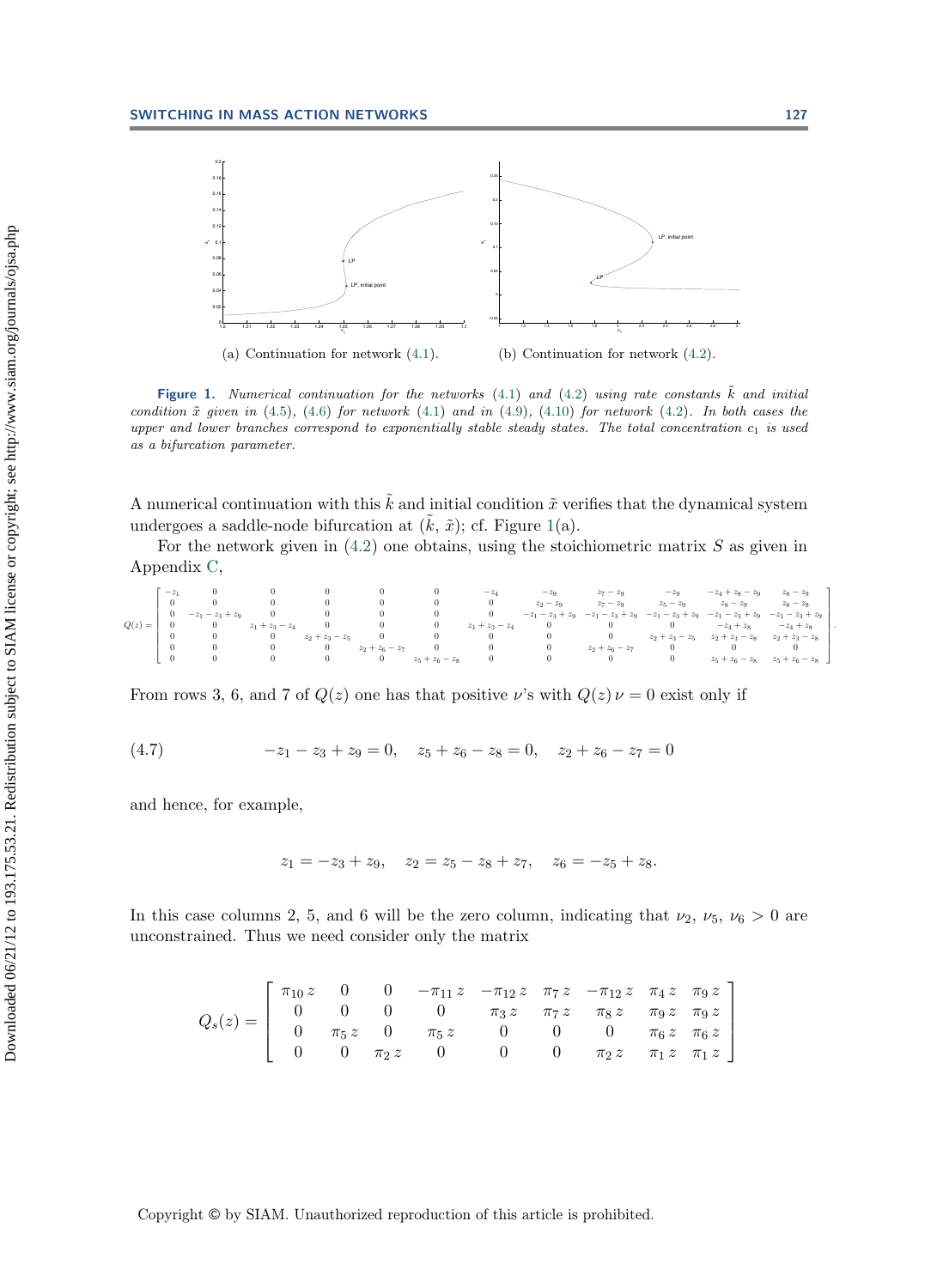(a) Continuation for network (4.1).

(b) Continuation for network (4.2).

**Figure 1.** *Numerical continuation for the networks (4.1) and (4.2) using rate constants $\tilde{k}$ and initial condition $\tilde{x}$ given in (4.5), (4.6) for network (4.1) and in (4.9), (4.10) for network (4.2). In both cases the upper and lower branches correspond to exponentially stable steady states. The total concentration $c_1$ is used as a bifurcation parameter.*

A numerical continuation with this $\tilde{k}$ and initial condition $\tilde{x}$ verifies that the dynamical system undergoes a saddle-node bifurcation at $(\tilde{k}, \tilde{x})$; cf. Figure 1(a).

For the network given in (4.2) one obtains, using the stoichiometric matrix $S$ as given in Appendix C,

$$Q(z) = \begin{bmatrix} -z_1 & 0 & 0 & 0 & 0 & 0 & -z_4 & -z_9 & z_7 - z_9 & -z_9 & -z_4 + z_8 - z_9 & z_8 - z_9 \\ 0 & 0 & 0 & 0 & 0 & 0 & 0 & z_2 - z_9 & z_7 - z_9 & z_5 - z_9 & z_8 - z_9 & z_8 - z_9 \\ 0 & -z_1 - z_3 + z_9 & 0 & 0 & 0 & 0 & 0 & -z_1 - z_3 + z_9 & -z_1 - z_3 + z_9 & -z_1 - z_3 + z_9 & -z_1 - z_3 + z_9 & -z_1 - z_3 + z_9 \\ 0 & 0 & z_1 + z_3 - z_4 & 0 & 0 & 0 & z_1 + z_3 - z_4 & 0 & 0 & 0 & -z_4 + z_8 & -z_4 + z_8 \\ 0 & 0 & 0 & z_2 + z_3 - z_5 & 0 & 0 & 0 & 0 & 0 & z_2 + z_3 - z_5 & z_2 + z_3 - z_8 & z_2 + z_3 - z_8 \\ 0 & 0 & 0 & 0 & z_2 + z_6 - z_7 & 0 & 0 & 0 & z_2 + z_6 - z_7 & 0 & 0 & 0 \\ 0 & 0 & 0 & 0 & 0 & z_5 + z_6 - z_8 & 0 & 0 & 0 & 0 & z_5 + z_6 - z_8 & z_5 + z_6 - z_8 \end{bmatrix}.$$

From rows 3, 6, and 7 of $Q(z)$ one has that positive $\nu$'s with $Q(z)\,\nu = 0$ exist only if

$$(4.7) \qquad -z_1 - z_3 + z_9 = 0, \quad z_5 + z_6 - z_8 = 0, \quad z_2 + z_6 - z_7 = 0$$

and hence, for example,

$$z_1 = -z_3 + z_9, \quad z_2 = z_5 - z_8 + z_7, \quad z_6 = -z_5 + z_8.$$

In this case columns 2, 5, and 6 will be the zero column, indicating that $\nu_2$, $\nu_5$, $\nu_6 > 0$ are unconstrained. Thus we need consider only the matrix

$$Q_s(z) = \begin{bmatrix} \pi_{10}\,z & 0 & 0 & -\pi_{11}\,z & -\pi_{12}\,z & \pi_7\,z & -\pi_{12}\,z & \pi_4\,z & \pi_9\,z \\ 0 & 0 & 0 & 0 & \pi_3\,z & \pi_7\,z & \pi_8\,z & \pi_9\,z & \pi_9\,z \\ 0 & \pi_5\,z & 0 & \pi_5\,z & 0 & 0 & 0 & \pi_6\,z & \pi_6\,z \\ 0 & 0 & \pi_2\,z & 0 & 0 & 0 & \pi_2\,z & \pi_1\,z & \pi_1\,z \end{bmatrix}$$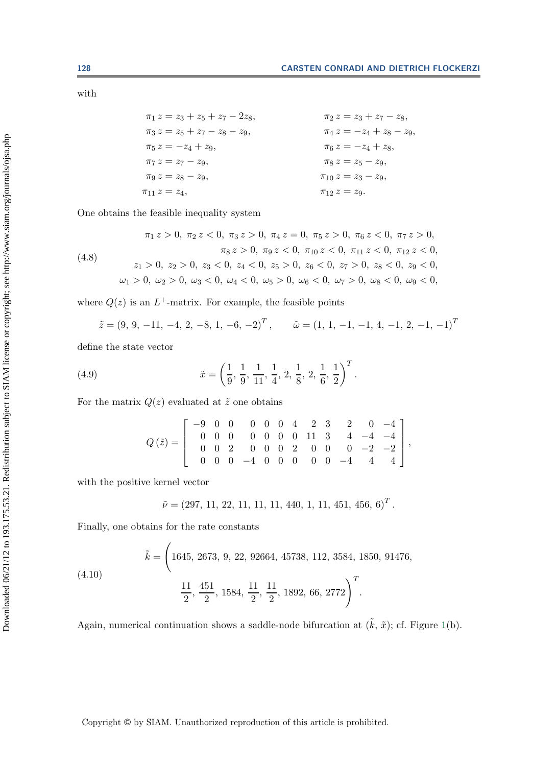with

$$
\begin{aligned}
\pi_1\, z &= z_3 + z_5 + z_7 - 2z_8, & \pi_2\, z &= z_3 + z_7 - z_8,\\
\pi_3\, z &= z_5 + z_7 - z_8 - z_9, & \pi_4\, z &= -z_4 + z_8 - z_9,\\
\pi_5\, z &= -z_4 + z_9, & \pi_6\, z &= -z_4 + z_8,\\
\pi_7\, z &= z_7 - z_9, & \pi_8\, z &= z_5 - z_9,\\
\pi_9\, z &= z_8 - z_9, & \pi_{10}\, z &= z_3 - z_9,\\
\pi_{11}\, z &= z_4, & \pi_{12}\, z &= z_9.
\end{aligned}
$$

One obtains the feasible inequality system

$$
\begin{aligned}
&\pi_1\, z > 0,\ \pi_2\, z < 0,\ \pi_3\, z > 0,\ \pi_4\, z = 0,\ \pi_5\, z > 0,\ \pi_6\, z < 0,\ \pi_7\, z > 0,\\
&\qquad \pi_8\, z > 0,\ \pi_9\, z < 0,\ \pi_{10}\, z < 0,\ \pi_{11}\, z < 0,\ \pi_{12}\, z < 0,\\
&z_1 > 0,\ z_2 > 0,\ z_3 < 0,\ z_4 < 0,\ z_5 > 0,\ z_6 < 0,\ z_7 > 0,\ z_8 < 0,\ z_9 < 0,\\
&\omega_1 > 0,\ \omega_2 > 0,\ \omega_3 < 0,\ \omega_4 < 0,\ \omega_5 > 0,\ \omega_6 < 0,\ \omega_7 > 0,\ \omega_8 < 0,\ \omega_9 < 0,
\end{aligned}
\tag{4.8}
$$

where $Q(z)$ is an $L^+$-matrix. For example, the feasible points

$$
\tilde{z} = (9,\ 9,\ -11,\ -4,\ 2,\ -8,\ 1,\ -6,\ -2)^T, \qquad \tilde{\omega} = (1,\ 1,\ -1,\ -1,\ 4,\ -1,\ 2,\ -1,\ -1)^T
$$

define the state vector

$$
\tilde{x} = \left(\frac{1}{9},\ \frac{1}{9},\ \frac{1}{11},\ \frac{1}{4},\ 2,\ \frac{1}{8},\ 2,\ \frac{1}{6},\ \frac{1}{2}\right)^T. \tag{4.9}
$$

For the matrix $Q(z)$ evaluated at $\tilde{z}$ one obtains

$$
Q(\tilde{z}) = \begin{bmatrix}
-9 & 0 & 0 & 0 & 0 & 0 & 4 & 2 & 3 & 2 & 0 & -4\\
0 & 0 & 0 & 0 & 0 & 0 & 0 & 11 & 3 & 4 & -4 & -4\\
0 & 0 & 2 & 0 & 0 & 0 & 2 & 0 & 0 & 0 & -2 & -2\\
0 & 0 & 0 & -4 & 0 & 0 & 0 & 0 & 0 & -4 & 4 & 4
\end{bmatrix},
$$

with the positive kernel vector

$$
\tilde{\nu} = (297,\ 11,\ 22,\ 11,\ 11,\ 11,\ 440,\ 1,\ 11,\ 451,\ 456,\ 6)^T.
$$

Finally, one obtains for the rate constants

$$
\begin{aligned}
\tilde{k} = \Bigg(&1645,\ 2673,\ 9,\ 22,\ 92664,\ 45738,\ 112,\ 3584,\ 1850,\ 91476,\\
&\frac{11}{2},\ \frac{451}{2},\ 1584,\ \frac{11}{2},\ \frac{11}{2},\ 1892,\ 66,\ 2772\Bigg)^T.
\end{aligned}
\tag{4.10}
$$

Again, numerical continuation shows a saddle-node bifurcation at $(\tilde{k}, \tilde{x})$; cf. Figure 1(b).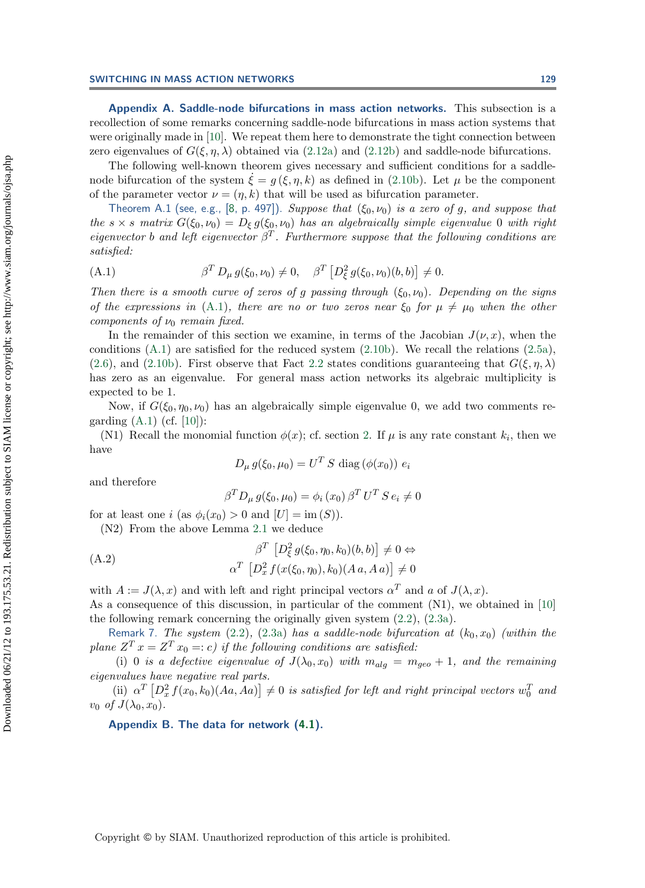**Appendix A. Saddle-node bifurcations in mass action networks.** This subsection is a recollection of some remarks concerning saddle-node bifurcations in mass action systems that were originally made in [10]. We repeat them here to demonstrate the tight connection between zero eigenvalues of $G(\xi, \eta, \lambda)$ obtained via (2.12a) and (2.12b) and saddle-node bifurcations.

The following well-known theorem gives necessary and sufficient conditions for a saddle-node bifurcation of the system $\dot{\xi} = g(\xi, \eta, k)$ as defined in (2.10b). Let $\mu$ be the component of the parameter vector $\nu = (\eta, k)$ that will be used as bifurcation parameter.

Theorem A.1 (see, e.g., [8, p. 497]). *Suppose that $(\xi_0, \nu_0)$ is a zero of $g$, and suppose that the $s \times s$ matrix $G(\xi_0, \nu_0) = D_\xi g(\xi_0, \nu_0)$ has an algebraically simple eigenvalue 0 with right eigenvector $b$ and left eigenvector $\beta^T$. Furthermore suppose that the following conditions are satisfied:*

$$\beta^T D_\mu g(\xi_0, \nu_0) \neq 0, \quad \beta^T \left[ D_\xi^2 g(\xi_0, \nu_0)(b, b) \right] \neq 0. \tag{A.1}$$

*Then there is a smooth curve of zeros of $g$ passing through $(\xi_0, \nu_0)$. Depending on the signs of the expressions in (A.1), there are no or two zeros near $\xi_0$ for $\mu \neq \mu_0$ when the other components of $\nu_0$ remain fixed.*

In the remainder of this section we examine, in terms of the Jacobian $J(\nu, x)$, when the conditions (A.1) are satisfied for the reduced system (2.10b). We recall the relations (2.5a), (2.6), and (2.10b). First observe that Fact 2.2 states conditions guaranteeing that $G(\xi, \eta, \lambda)$ has zero as an eigenvalue. For general mass action networks its algebraic multiplicity is expected to be 1.

Now, if $G(\xi_0, \eta_0, \nu_0)$ has an algebraically simple eigenvalue 0, we add two comments regarding (A.1) (cf. [10]):

(N1) Recall the monomial function $\phi(x)$; cf. section 2. If $\mu$ is any rate constant $k_i$, then we have

$$D_\mu g(\xi_0, \mu_0) = U^T S \, \text{diag}\,(\phi(x_0)) \, e_i$$

and therefore

$$\beta^T D_\mu g(\xi_0, \mu_0) = \phi_i(x_0) \, \beta^T U^T S \, e_i \neq 0$$

for at least one $i$ (as $\phi_i(x_0) > 0$ and $[U] = \text{im}\,(S)$).

(N2) From the above Lemma 2.1 we deduce

$$\begin{aligned} &\beta^T \left[ D_\xi^2 g(\xi_0, \eta_0, k_0)(b, b) \right] \neq 0 \Leftrightarrow \\ &\alpha^T \left[ D_x^2 f(x(\xi_0, \eta_0), k_0)(A\,a, A\,a) \right] \neq 0 \end{aligned} \tag{A.2}$$

with $A := J(\lambda, x)$ and with left and right principal vectors $\alpha^T$ and $a$ of $J(\lambda, x)$.

As a consequence of this discussion, in particular of the comment (N1), we obtained in [10] the following remark concerning the originally given system (2.2), (2.3a).

Remark 7. *The system (2.2), (2.3a) has a saddle-node bifurcation at $(k_0, x_0)$ (within the plane $Z^T x = Z^T x_0 =: c$) if the following conditions are satisfied:*

(i) *0 is a defective eigenvalue of $J(\lambda_0, x_0)$ with $m_{alg} = m_{geo} + 1$, and the remaining eigenvalues have negative real parts.*

(ii) *$\alpha^T \left[ D_x^2 f(x_0, k_0)(Aa, Aa) \right] \neq 0$ is satisfied for left and right principal vectors $w_0^T$ and $v_0$ of $J(\lambda_0, x_0)$.*

**Appendix B. The data for network (4.1).**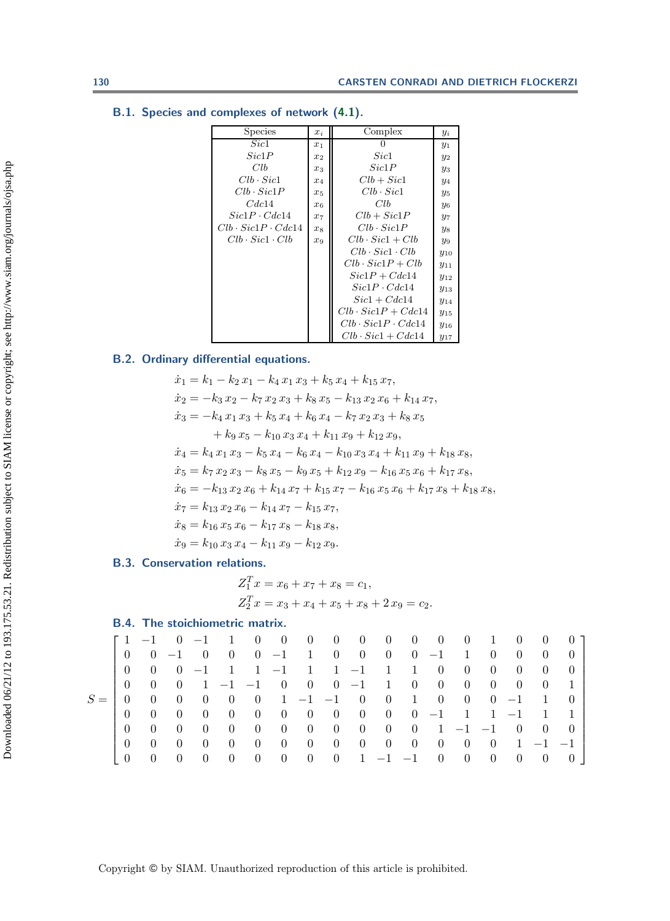### B.1. Species and complexes of network (4.1).

| Species | $x_i$ | Complex | $y_i$ |
|---|---|---|---|
| $Sic1$ | $x_1$ | $0$ | $y_1$ |
| $Sic1P$ | $x_2$ | $Sic1$ | $y_2$ |
| $Clb$ | $x_3$ | $Sic1P$ | $y_3$ |
| $Clb \cdot Sic1$ | $x_4$ | $Clb + Sic1$ | $y_4$ |
| $Clb \cdot Sic1P$ | $x_5$ | $Clb \cdot Sic1$ | $y_5$ |
| $Cdc14$ | $x_6$ | $Clb$ | $y_6$ |
| $Sic1P \cdot Cdc14$ | $x_7$ | $Clb + Sic1P$ | $y_7$ |
| $Clb \cdot Sic1P \cdot Cdc14$ | $x_8$ | $Clb \cdot Sic1P$ | $y_8$ |
| $Clb \cdot Sic1 \cdot Clb$ | $x_9$ | $Clb \cdot Sic1 + Clb$ | $y_9$ |
| | | $Clb \cdot Sic1 \cdot Clb$ | $y_{10}$ |
| | | $Clb \cdot Sic1P + Clb$ | $y_{11}$ |
| | | $Sic1P + Cdc14$ | $y_{12}$ |
| | | $Sic1P \cdot Cdc14$ | $y_{13}$ |
| | | $Sic1 + Cdc14$ | $y_{14}$ |
| | | $Clb \cdot Sic1P + Cdc14$ | $y_{15}$ |
| | | $Clb \cdot Sic1P \cdot Cdc14$ | $y_{16}$ |
| | | $Clb \cdot Sic1 + Cdc14$ | $y_{17}$ |

### B.2. Ordinary differential equations.

$$
\begin{aligned}
\dot{x}_1 &= k_1 - k_2\, x_1 - k_4\, x_1\, x_3 + k_5\, x_4 + k_{15}\, x_7,\\
\dot{x}_2 &= -k_3\, x_2 - k_7\, x_2\, x_3 + k_8\, x_5 - k_{13}\, x_2\, x_6 + k_{14}\, x_7,\\
\dot{x}_3 &= -k_4\, x_1\, x_3 + k_5\, x_4 + k_6\, x_4 - k_7\, x_2\, x_3 + k_8\, x_5\\
&\quad + k_9\, x_5 - k_{10}\, x_3\, x_4 + k_{11}\, x_9 + k_{12}\, x_9,\\
\dot{x}_4 &= k_4\, x_1\, x_3 - k_5\, x_4 - k_6\, x_4 - k_{10}\, x_3\, x_4 + k_{11}\, x_9 + k_{18}\, x_8,\\
\dot{x}_5 &= k_7\, x_2\, x_3 - k_8\, x_5 - k_9\, x_5 + k_{12}\, x_9 - k_{16}\, x_5\, x_6 + k_{17}\, x_8,\\
\dot{x}_6 &= -k_{13}\, x_2\, x_6 + k_{14}\, x_7 + k_{15}\, x_7 - k_{16}\, x_5\, x_6 + k_{17}\, x_8 + k_{18}\, x_8,\\
\dot{x}_7 &= k_{13}\, x_2\, x_6 - k_{14}\, x_7 - k_{15}\, x_7,\\
\dot{x}_8 &= k_{16}\, x_5\, x_6 - k_{17}\, x_8 - k_{18}\, x_8,\\
\dot{x}_9 &= k_{10}\, x_3\, x_4 - k_{11}\, x_9 - k_{12}\, x_9.
\end{aligned}
$$

### B.3. Conservation relations.

$$
\begin{aligned}
Z_1^T x &= x_6 + x_7 + x_8 = c_1,\\
Z_2^T x &= x_3 + x_4 + x_5 + x_8 + 2\, x_9 = c_2.
\end{aligned}
$$

### B.4. The stoichiometric matrix.

$$
S = \begin{bmatrix}
1 & -1 & 0 & -1 & 1 & 0 & 0 & 0 & 0 & 0 & 0 & 0 & 0 & 0 & 1 & 0 & 0 & 0\\
0 & 0 & -1 & 0 & 0 & 0 & -1 & 1 & 0 & 0 & 0 & 0 & -1 & 1 & 0 & 0 & 0 & 0\\
0 & 0 & 0 & -1 & 1 & 1 & -1 & 1 & 1 & -1 & 1 & 1 & 0 & 0 & 0 & 0 & 0 & 0\\
0 & 0 & 0 & 1 & -1 & -1 & 0 & 0 & 0 & -1 & 1 & 0 & 0 & 0 & 0 & 0 & 0 & 1\\
0 & 0 & 0 & 0 & 0 & 0 & 1 & -1 & -1 & 0 & 0 & 1 & 0 & 0 & 0 & -1 & 1 & 0\\
0 & 0 & 0 & 0 & 0 & 0 & 0 & 0 & 0 & 0 & 0 & 0 & -1 & 1 & 1 & -1 & 1 & 1\\
0 & 0 & 0 & 0 & 0 & 0 & 0 & 0 & 0 & 0 & 0 & 0 & 1 & -1 & -1 & 0 & 0 & 0\\
0 & 0 & 0 & 0 & 0 & 0 & 0 & 0 & 0 & 0 & 0 & 0 & 0 & 0 & 0 & 1 & -1 & -1\\
0 & 0 & 0 & 0 & 0 & 0 & 0 & 0 & 0 & 1 & -1 & -1 & 0 & 0 & 0 & 0 & 0 & 0
\end{bmatrix}
$$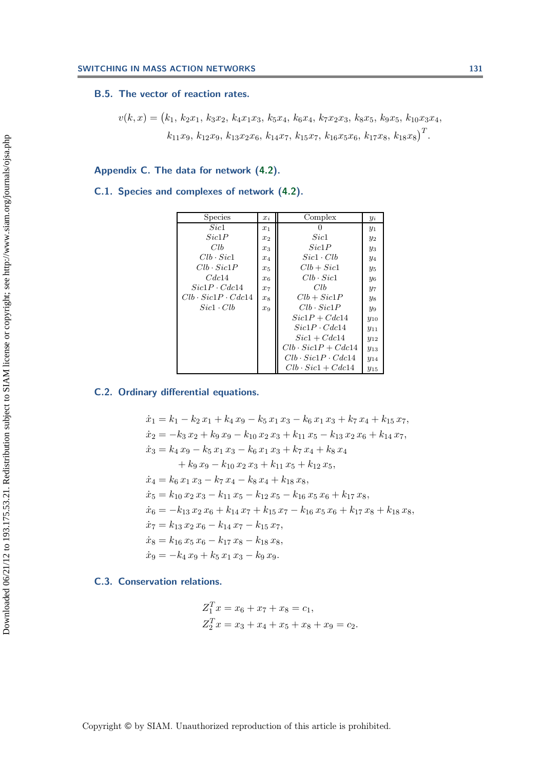### B.5. The vector of reaction rates.

$$v(k,x) = \big(k_1,\ k_2x_1,\ k_3x_2,\ k_4x_1x_3,\ k_5x_4,\ k_6x_4,\ k_7x_2x_3,\ k_8x_5,\ k_9x_5,\ k_{10}x_3x_4,$$
$$k_{11}x_9,\ k_{12}x_9,\ k_{13}x_2x_6,\ k_{14}x_7,\ k_{15}x_7,\ k_{16}x_5x_6,\ k_{17}x_8,\ k_{18}x_8\big)^T.$$

## Appendix C. The data for network (4.2).

### C.1. Species and complexes of network (4.2).

| Species | $x_i$ | Complex | $y_i$ |
|---|---|---|---|
| $Sic1$ | $x_1$ | $0$ | $y_1$ |
| $Sic1P$ | $x_2$ | $Sic1$ | $y_2$ |
| $Clb$ | $x_3$ | $Sic1P$ | $y_3$ |
| $Clb \cdot Sic1$ | $x_4$ | $Sic1 \cdot Clb$ | $y_4$ |
| $Clb \cdot Sic1P$ | $x_5$ | $Clb + Sic1$ | $y_5$ |
| $Cdc14$ | $x_6$ | $Clb \cdot Sic1$ | $y_6$ |
| $Sic1P \cdot Cdc14$ | $x_7$ | $Clb$ | $y_7$ |
| $Clb \cdot Sic1P \cdot Cdc14$ | $x_8$ | $Clb + Sic1P$ | $y_8$ |
| $Sic1 \cdot Clb$ | $x_9$ | $Clb \cdot Sic1P$ | $y_9$ |
| | | $Sic1P + Cdc14$ | $y_{10}$ |
| | | $Sic1P \cdot Cdc14$ | $y_{11}$ |
| | | $Sic1 + Cdc14$ | $y_{12}$ |
| | | $Clb \cdot Sic1P + Cdc14$ | $y_{13}$ |
| | | $Clb \cdot Sic1P \cdot Cdc14$ | $y_{14}$ |
| | | $Clb \cdot Sic1 + Cdc14$ | $y_{15}$ |

### C.2. Ordinary differential equations.

$$\begin{aligned}
\dot{x}_1 &= k_1 - k_2\,x_1 + k_4\,x_9 - k_5\,x_1\,x_3 - k_6\,x_1\,x_3 + k_7\,x_4 + k_{15}\,x_7,\\
\dot{x}_2 &= -k_3\,x_2 + k_9\,x_9 - k_{10}\,x_2\,x_3 + k_{11}\,x_5 - k_{13}\,x_2\,x_6 + k_{14}\,x_7,\\
\dot{x}_3 &= k_4\,x_9 - k_5\,x_1\,x_3 - k_6\,x_1\,x_3 + k_7\,x_4 + k_8\,x_4\\
&\quad + k_9\,x_9 - k_{10}\,x_2\,x_3 + k_{11}\,x_5 + k_{12}\,x_5,\\
\dot{x}_4 &= k_6\,x_1\,x_3 - k_7\,x_4 - k_8\,x_4 + k_{18}\,x_8,\\
\dot{x}_5 &= k_{10}\,x_2\,x_3 - k_{11}\,x_5 - k_{12}\,x_5 - k_{16}\,x_5\,x_6 + k_{17}\,x_8,\\
\dot{x}_6 &= -k_{13}\,x_2\,x_6 + k_{14}\,x_7 + k_{15}\,x_7 - k_{16}\,x_5\,x_6 + k_{17}\,x_8 + k_{18}\,x_8,\\
\dot{x}_7 &= k_{13}\,x_2\,x_6 - k_{14}\,x_7 - k_{15}\,x_7,\\
\dot{x}_8 &= k_{16}\,x_5\,x_6 - k_{17}\,x_8 - k_{18}\,x_8,\\
\dot{x}_9 &= -k_4\,x_9 + k_5\,x_1\,x_3 - k_9\,x_9.
\end{aligned}$$

### C.3. Conservation relations.

$$\begin{aligned}
Z_1^T x &= x_6 + x_7 + x_8 = c_1,\\
Z_2^T x &= x_3 + x_4 + x_5 + x_8 + x_9 = c_2.
\end{aligned}$$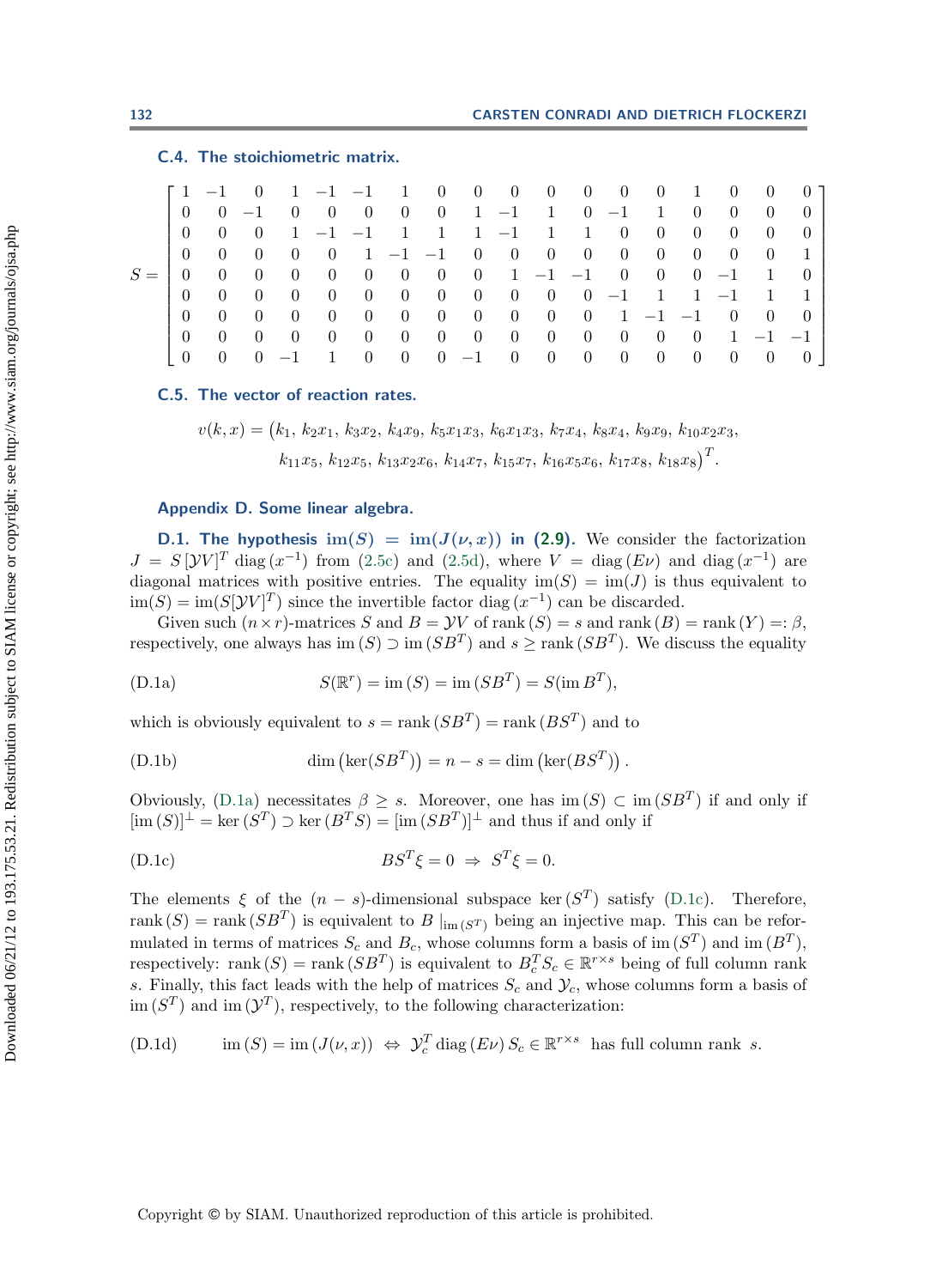### C.4. The stoichiometric matrix.

$$
S = \begin{bmatrix}
1 & -1 & 0 & 1 & -1 & -1 & 1 & 0 & 0 & 0 & 0 & 0 & 0 & 0 & 1 & 0 & 0 & 0 \\
0 & 0 & -1 & 0 & 0 & 0 & 0 & 0 & 1 & -1 & 1 & 0 & -1 & 1 & 0 & 0 & 0 & 0 \\
0 & 0 & 0 & 1 & -1 & -1 & 1 & 1 & 1 & -1 & 1 & 1 & 0 & 0 & 0 & 0 & 0 & 0 \\
0 & 0 & 0 & 0 & 0 & 1 & -1 & -1 & 0 & 0 & 0 & 0 & 0 & 0 & 0 & 0 & 0 & 1 \\
0 & 0 & 0 & 0 & 0 & 0 & 0 & 0 & 0 & 1 & -1 & -1 & 0 & 0 & 0 & -1 & 1 & 0 \\
0 & 0 & 0 & 0 & 0 & 0 & 0 & 0 & 0 & 0 & 0 & 0 & -1 & 1 & 1 & -1 & 1 & 1 \\
0 & 0 & 0 & 0 & 0 & 0 & 0 & 0 & 0 & 0 & 0 & 0 & 1 & -1 & -1 & 0 & 0 & 0 \\
0 & 0 & 0 & 0 & 0 & 0 & 0 & 0 & 0 & 0 & 0 & 0 & 0 & 0 & 0 & 1 & -1 & -1 \\
0 & 0 & 0 & -1 & 1 & 0 & 0 & 0 & -1 & 0 & 0 & 0 & 0 & 0 & 0 & 0 & 0 & 0
\end{bmatrix}
$$

### C.5. The vector of reaction rates.

$$
v(k,x) = \big(k_1,\, k_2x_1,\, k_3x_2,\, k_4x_9,\, k_5x_1x_3,\, k_6x_1x_3,\, k_7x_4,\, k_8x_4,\, k_9x_9,\, k_{10}x_2x_3,\\
k_{11}x_5,\, k_{12}x_5,\, k_{13}x_2x_6,\, k_{14}x_7,\, k_{15}x_7,\, k_{16}x_5x_6,\, k_{17}x_8,\, k_{18}x_8\big)^T.
$$

## Appendix D. Some linear algebra.

**D.1. The hypothesis $\mathrm{im}(S) = \mathrm{im}(J(\nu,x))$ in (2.9).** We consider the factorization $J = S\,[\mathcal{Y}V]^T\,\mathrm{diag}\,(x^{-1})$ from (2.5c) and (2.5d), where $V = \mathrm{diag}\,(E\nu)$ and $\mathrm{diag}\,(x^{-1})$ are diagonal matrices with positive entries. The equality $\mathrm{im}(S) = \mathrm{im}(J)$ is thus equivalent to $\mathrm{im}(S) = \mathrm{im}(S[\mathcal{Y}V]^T)$ since the invertible factor $\mathrm{diag}\,(x^{-1})$ can be discarded.

Given such $(n\times r)$-matrices $S$ and $B = \mathcal{Y}V$ of $\mathrm{rank}\,(S) = s$ and $\mathrm{rank}\,(B) = \mathrm{rank}\,(Y) =: \beta$, respectively, one always has $\mathrm{im}\,(S) \supset \mathrm{im}\,(SB^T)$ and $s \geq \mathrm{rank}\,(SB^T)$. We discuss the equality

$$
\text{(D.1a)} \qquad S(\mathbb{R}^r) = \mathrm{im}\,(S) = \mathrm{im}\,(SB^T) = S(\mathrm{im}\,B^T),
$$

which is obviously equivalent to $s = \mathrm{rank}\,(SB^T) = \mathrm{rank}\,(BS^T)$ and to

$$
\text{(D.1b)} \qquad \dim\big(\ker(SB^T)\big) = n - s = \dim\big(\ker(BS^T)\big)\,.
$$

Obviously, (D.1a) necessitates $\beta \geq s$. Moreover, one has $\mathrm{im}\,(S) \subset \mathrm{im}\,(SB^T)$ if and only if $[\mathrm{im}\,(S)]^\perp = \ker\,(S^T) \supset \ker(B^TS) = [\mathrm{im}\,(SB^T)]^\perp$ and thus if and only if

$$
\text{(D.1c)} \qquad BS^T\xi = 0 \;\Rightarrow\; S^T\xi = 0.
$$

The elements $\xi$ of the $(n-s)$-dimensional subspace $\ker\,(S^T)$ satisfy (D.1c). Therefore, $\mathrm{rank}\,(S) = \mathrm{rank}\,(SB^T)$ is equivalent to $B\,|_{\mathrm{im}\,(S^T)}$ being an injective map. This can be reformulated in terms of matrices $S_c$ and $B_c$, whose columns form a basis of $\mathrm{im}\,(S^T)$ and $\mathrm{im}\,(B^T)$, respectively: $\mathrm{rank}\,(S) = \mathrm{rank}\,(SB^T)$ is equivalent to $B_c^T S_c \in \mathbb{R}^{r\times s}$ being of full column rank $s$. Finally, this fact leads with the help of matrices $S_c$ and $\mathcal{Y}_c$, whose columns form a basis of $\mathrm{im}\,(S^T)$ and $\mathrm{im}\,(\mathcal{Y}^T)$, respectively, to the following characterization:

$$
\text{(D.1d)} \qquad \mathrm{im}\,(S) = \mathrm{im}\,(J(\nu,x)) \;\Leftrightarrow\; \mathcal{Y}_c^T\,\mathrm{diag}\,(E\nu)\,S_c \in \mathbb{R}^{r\times s} \;\text{ has full column rank }\; s.
$$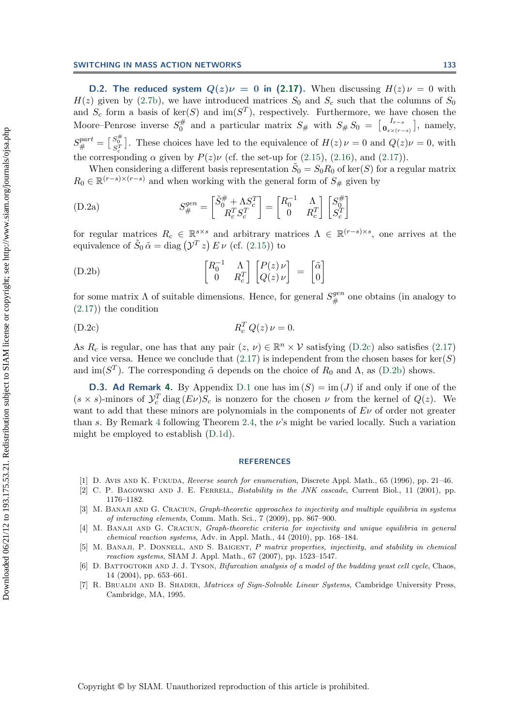### D.2. The reduced system $Q(z)\nu = 0$ in (2.17).

When discussing $H(z)\,\nu = 0$ with $H(z)$ given by (2.7b), we have introduced matrices $S_0$ and $S_c$ such that the columns of $S_0$ and $S_c$ form a basis of $\ker(S)$ and $\mathrm{im}(S^T)$, respectively. Furthermore, we have chosen the Moore–Penrose inverse $S_0^{\#}$ and a particular matrix $S_{\#}$ with $S_{\#}\,S_0 = \left[\begin{smallmatrix} I_{r-s} \\ \mathbf{0}_{s\times(r-s)} \end{smallmatrix}\right]$, namely, $S_{\#}^{part} = \left[\begin{smallmatrix} S_0^{\#} \\ S_c^T \end{smallmatrix}\right]$. These choices have led to the equivalence of $H(z)\,\nu = 0$ and $Q(z)\nu = 0$, with the corresponding $\alpha$ given by $P(z)\nu$ (cf. the set-up for (2.15), (2.16), and (2.17)).

When considering a different basis representation $\tilde{S}_0 = S_0 R_0$ of $\ker(S)$ for a regular matrix $R_0 \in \mathbb{R}^{(r-s)\times(r-s)}$ and when working with the general form of $S_{\#}$ given by

$$
\text{(D.2a)} \qquad S_{\#}^{gen} = \begin{bmatrix} \tilde{S}_0^{\#} + \Lambda S_c^T \\ R_c^T\, S_c^T \end{bmatrix} = \begin{bmatrix} R_0^{-1} & \Lambda \\ 0 & R_c^T \end{bmatrix} \begin{bmatrix} S_0^{\#} \\ S_c^T \end{bmatrix}
$$

for regular matrices $R_c \in \mathbb{R}^{s\times s}$ and arbitrary matrices $\Lambda \in \mathbb{R}^{(r-s)\times s}$, one arrives at the equivalence of $\tilde{S}_0\,\tilde{\alpha} = \mathrm{diag}\left(\mathcal{Y}^T z\right) E\,\nu$ (cf. (2.15)) to

$$
\text{(D.2b)} \qquad \begin{bmatrix} R_0^{-1} & \Lambda \\ 0 & R_c^T \end{bmatrix} \begin{bmatrix} P(z)\,\nu \\ Q(z)\,\nu \end{bmatrix} = \begin{bmatrix} \tilde{\alpha} \\ 0 \end{bmatrix}
$$

for some matrix $\Lambda$ of suitable dimensions. Hence, for general $S_{\#}^{gen}$ one obtains (in analogy to (2.17)) the condition

$$
\text{(D.2c)} \qquad R_c^T\, Q(z)\,\nu = 0.
$$

As $R_c$ is regular, one has that any pair $(z,\,\nu) \in \mathbb{R}^n \times \mathcal{V}$ satisfying (D.2c) also satisfies (2.17) and vice versa. Hence we conclude that (2.17) is independent from the chosen bases for $\ker(S)$ and $\mathrm{im}(S^T)$. The corresponding $\tilde{\alpha}$ depends on the choice of $R_0$ and $\Lambda$, as (D.2b) shows.

### D.3. Ad Remark 4.

By Appendix D.1 one has $\mathrm{im}\,(S) = \mathrm{im}\,(J)$ if and only if one of the $(s \times s)$-minors of $\mathcal{Y}_c^T\,\mathrm{diag}\,(E\nu) S_c$ is nonzero for the chosen $\nu$ from the kernel of $Q(z)$. We want to add that these minors are polynomials in the components of $E\nu$ of order not greater than $s$. By Remark 4 following Theorem 2.4, the $\nu$'s might be varied locally. Such a variation might be employed to establish (D.1d).

## REFERENCES

[1] D. Avis and K. Fukuda, *Reverse search for enumeration*, Discrete Appl. Math., 65 (1996), pp. 21–46.

[2] C. P. Bagowski and J. E. Ferrell, *Bistability in the JNK cascade*, Current Biol., 11 (2001), pp. 1176–1182.

[3] M. Banaji and G. Craciun, *Graph-theoretic approaches to injectivity and multiple equilibria in systems of interacting elements*, Comm. Math. Sci., 7 (2009), pp. 867–900.

[4] M. Banaji and G. Craciun, *Graph-theoretic criteria for injectivity and unique equilibria in general chemical reaction systems*, Adv. in Appl. Math., 44 (2010), pp. 168–184.

[5] M. Banaji, P. Donnell, and S. Baigent, *P matrix properties, injectivity, and stability in chemical reaction systems*, SIAM J. Appl. Math., 67 (2007), pp. 1523–1547.

[6] D. Battogtokh and J. J. Tyson, *Bifurcation analysis of a model of the budding yeast cell cycle*, Chaos, 14 (2004), pp. 653–661.

[7] R. Brualdi and B. Shader, *Matrices of Sign-Solvable Linear Systems*, Cambridge University Press, Cambridge, MA, 1995.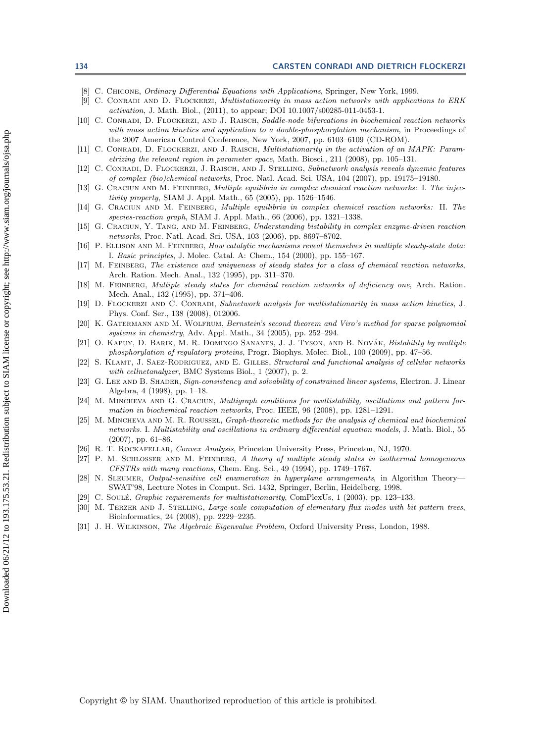[8] C. Chicone, *Ordinary Differential Equations with Applications*, Springer, New York, 1999.

[9] C. Conradi and D. Flockerzi, *Multistationarity in mass action networks with applications to ERK activation*, J. Math. Biol., (2011), to appear; DOI 10.1007/s00285-011-0453-1.

[10] C. Conradi, D. Flockerzi, and J. Raisch, *Saddle-node bifurcations in biochemical reaction networks with mass action kinetics and application to a double-phosphorylation mechanism*, in Proceedings of the 2007 American Control Conference, New York, 2007, pp. 6103–6109 (CD-ROM).

[11] C. Conradi, D. Flockerzi, and J. Raisch, *Multistationarity in the activation of an MAPK: Parametrizing the relevant region in parameter space*, Math. Biosci., 211 (2008), pp. 105–131.

[12] C. Conradi, D. Flockerzi, J. Raisch, and J. Stelling, *Subnetwork analysis reveals dynamic features of complex (bio)chemical networks*, Proc. Natl. Acad. Sci. USA, 104 (2007), pp. 19175–19180.

[13] G. Craciun and M. Feinberg, *Multiple equilibria in complex chemical reaction networks:* I. *The injectivity property*, SIAM J. Appl. Math., 65 (2005), pp. 1526–1546.

[14] G. Craciun and M. Feinberg, *Multiple equilibria in complex chemical reaction networks:* II. *The species-reaction graph*, SIAM J. Appl. Math., 66 (2006), pp. 1321–1338.

[15] G. Craciun, Y. Tang, and M. Feinberg, *Understanding bistability in complex enzyme-driven reaction networks*, Proc. Natl. Acad. Sci. USA, 103 (2006), pp. 8697–8702.

[16] P. Ellison and M. Feinberg, *How catalytic mechanisms reveal themselves in multiple steady-state data:* I. *Basic principles*, J. Molec. Catal. A: Chem., 154 (2000), pp. 155–167.

[17] M. Feinberg, *The existence and uniqueness of steady states for a class of chemical reaction networks*, Arch. Ration. Mech. Anal., 132 (1995), pp. 311–370.

[18] M. Feinberg, *Multiple steady states for chemical reaction networks of deficiency one*, Arch. Ration. Mech. Anal., 132 (1995), pp. 371–406.

[19] D. Flockerzi and C. Conradi, *Subnetwork analysis for multistationarity in mass action kinetics*, J. Phys. Conf. Ser., 138 (2008), 012006.

[20] K. Gatermann and M. Wolfrum, *Bernstein's second theorem and Viro's method for sparse polynomial systems in chemistry*, Adv. Appl. Math., 34 (2005), pp. 252–294.

[21] O. Kapuy, D. Barik, M. R. Domingo Sananes, J. J. Tyson, and B. Novák, *Bistability by multiple phosphorylation of regulatory proteins*, Progr. Biophys. Molec. Biol., 100 (2009), pp. 47–56.

[22] S. Klamt, J. Saez-Rodriguez, and E. Gilles, *Structural and functional analysis of cellular networks with cellnetanalyzer*, BMC Systems Biol., 1 (2007), p. 2.

[23] G. Lee and B. Shader, *Sign-consistency and solvability of constrained linear systems*, Electron. J. Linear Algebra, 4 (1998), pp. 1–18.

[24] M. Mincheva and G. Craciun, *Multigraph conditions for multistability, oscillations and pattern formation in biochemical reaction networks*, Proc. IEEE, 96 (2008), pp. 1281–1291.

[25] M. Mincheva and M. R. Roussel, *Graph-theoretic methods for the analysis of chemical and biochemical networks.* I. *Multistability and oscillations in ordinary differential equation models*, J. Math. Biol., 55 (2007), pp. 61–86.

[26] R. T. Rockafellar, *Convex Analysis*, Princeton University Press, Princeton, NJ, 1970.

[27] P. M. Schlosser and M. Feinberg, *A theory of multiple steady states in isothermal homogeneous CFSTRs with many reactions*, Chem. Eng. Sci., 49 (1994), pp. 1749–1767.

[28] N. Sleumer, *Output-sensitive cell enumeration in hyperplane arrangements*, in Algorithm Theory—SWAT'98, Lecture Notes in Comput. Sci. 1432, Springer, Berlin, Heidelberg, 1998.

[29] C. Soulé, *Graphic requirements for multistationarity*, ComPlexUs, 1 (2003), pp. 123–133.

[30] M. Terzer and J. Stelling, *Large-scale computation of elementary flux modes with bit pattern trees*, Bioinformatics, 24 (2008), pp. 2229–2235.

[31] J. H. Wilkinson, *The Algebraic Eigenvalue Problem*, Oxford University Press, London, 1988.